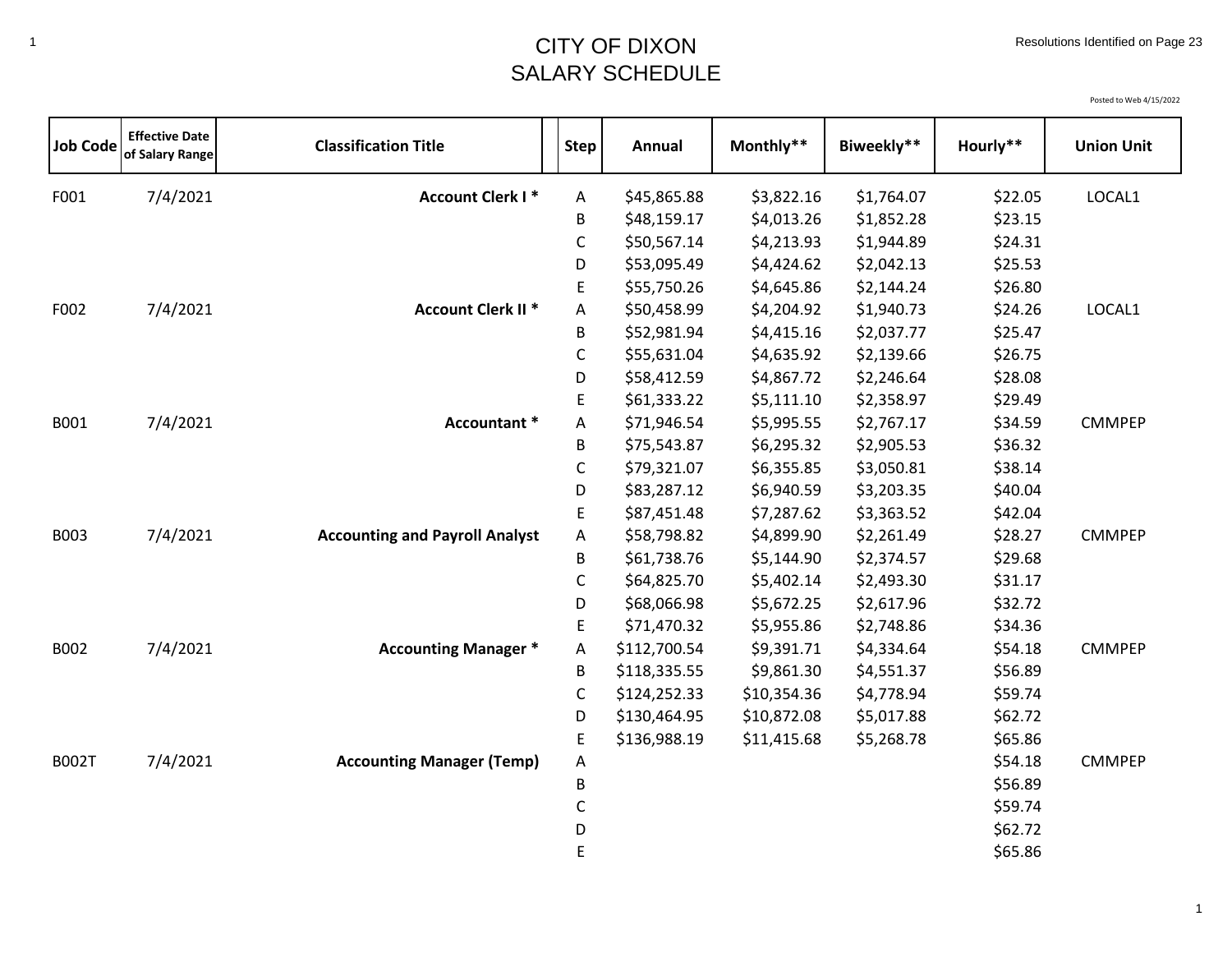# CITY OF DIXON
## SALARY SCHEDULE

Resolutions Identified on Page 23

Posted to Web 4/15/2022

| Job Code | Effective Date of Salary Range | Classification Title | Step | Annual | Monthly** | Biweekly** | Hourly** | Union Unit |
|---|---|---|---|---|---|---|---|---|
| F001 | 7/4/2021 | **Account Clerk I *** | A | $45,865.88 | $3,822.16 | $1,764.07 | $22.05 | LOCAL1 |
| | | | B | $48,159.17 | $4,013.26 | $1,852.28 | $23.15 | |
| | | | C | $50,567.14 | $4,213.93 | $1,944.89 | $24.31 | |
| | | | D | $53,095.49 | $4,424.62 | $2,042.13 | $25.53 | |
| | | | E | $55,750.26 | $4,645.86 | $2,144.24 | $26.80 | |
| F002 | 7/4/2021 | **Account Clerk II *** | A | $50,458.99 | $4,204.92 | $1,940.73 | $24.26 | LOCAL1 |
| | | | B | $52,981.94 | $4,415.16 | $2,037.77 | $25.47 | |
| | | | C | $55,631.04 | $4,635.92 | $2,139.66 | $26.75 | |
| | | | D | $58,412.59 | $4,867.72 | $2,246.64 | $28.08 | |
| | | | E | $61,333.22 | $5,111.10 | $2,358.97 | $29.49 | |
| B001 | 7/4/2021 | **Accountant *** | A | $71,946.54 | $5,995.55 | $2,767.17 | $34.59 | CMMPEP |
| | | | B | $75,543.87 | $6,295.32 | $2,905.53 | $36.32 | |
| | | | C | $79,321.07 | $6,355.85 | $3,050.81 | $38.14 | |
| | | | D | $83,287.12 | $6,940.59 | $3,203.35 | $40.04 | |
| | | | E | $87,451.48 | $7,287.62 | $3,363.52 | $42.04 | |
| B003 | 7/4/2021 | **Accounting and Payroll Analyst** | A | $58,798.82 | $4,899.90 | $2,261.49 | $28.27 | CMMPEP |
| | | | B | $61,738.76 | $5,144.90 | $2,374.57 | $29.68 | |
| | | | C | $64,825.70 | $5,402.14 | $2,493.30 | $31.17 | |
| | | | D | $68,066.98 | $5,672.25 | $2,617.96 | $32.72 | |
| | | | E | $71,470.32 | $5,955.86 | $2,748.86 | $34.36 | |
| B002 | 7/4/2021 | **Accounting Manager *** | A | $112,700.54 | $9,391.71 | $4,334.64 | $54.18 | CMMPEP |
| | | | B | $118,335.55 | $9,861.30 | $4,551.37 | $56.89 | |
| | | | C | $124,252.33 | $10,354.36 | $4,778.94 | $59.74 | |
| | | | D | $130,464.95 | $10,872.08 | $5,017.88 | $62.72 | |
| | | | E | $136,988.19 | $11,415.68 | $5,268.78 | $65.86 | |
| B002T | 7/4/2021 | **Accounting Manager (Temp)** | A | | | | $54.18 | CMMPEP |
| | | | B | | | | $56.89 | |
| | | | C | | | | $59.74 | |
| | | | D | | | | $62.72 | |
| | | | E | | | | $65.86 | |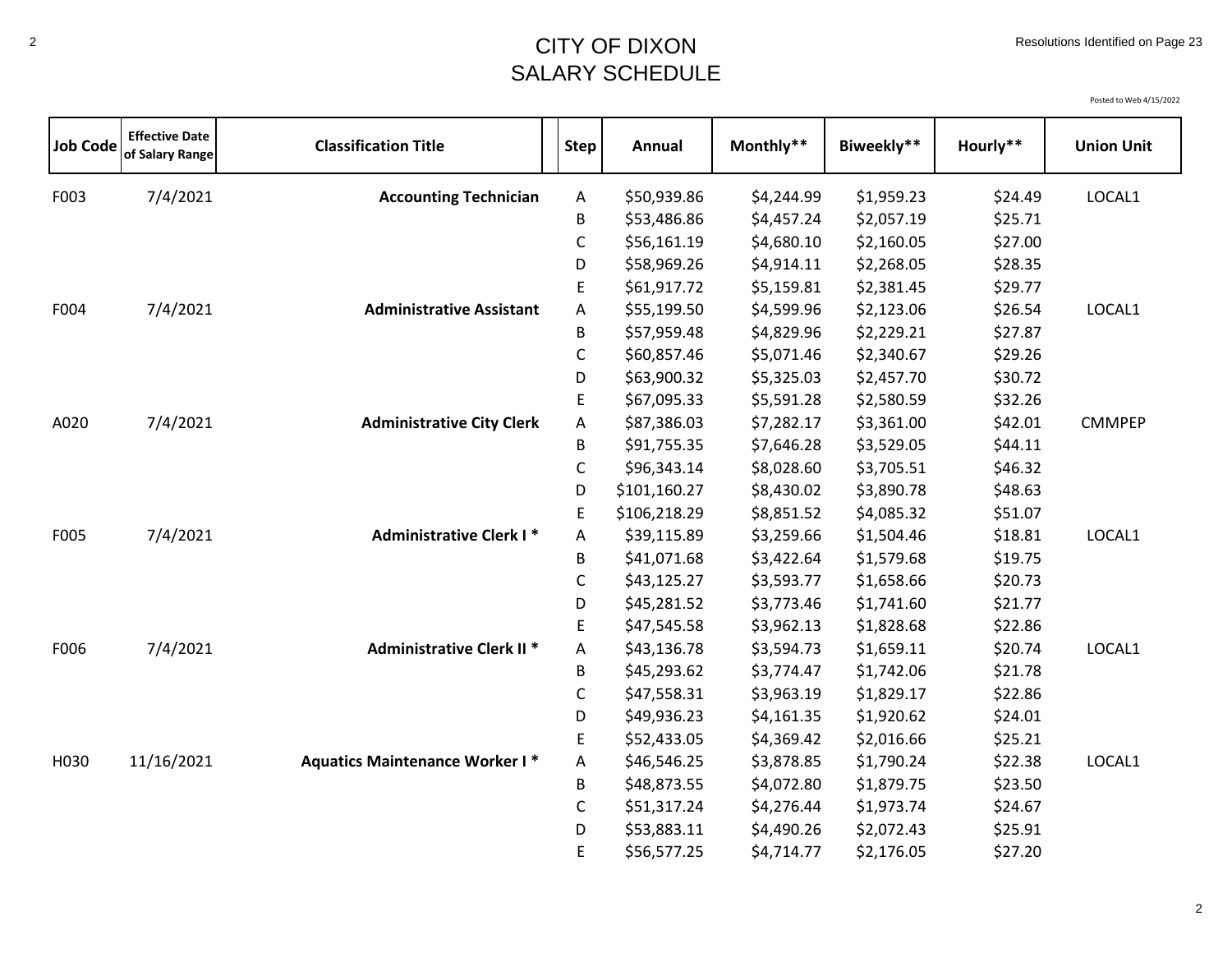# CITY OF DIXON
## SALARY SCHEDULE

Resolutions Identified on Page 23

Posted to Web 4/15/2022

| Job Code | Effective Date of Salary Range | Classification Title | Step | Annual | Monthly** | Biweekly** | Hourly** | Union Unit |
|---|---|---|---|---|---|---|---|---|
| F003 | 7/4/2021 | **Accounting Technician** | A | $50,939.86 | $4,244.99 | $1,959.23 | $24.49 | LOCAL1 |
| | | | B | $53,486.86 | $4,457.24 | $2,057.19 | $25.71 | |
| | | | C | $56,161.19 | $4,680.10 | $2,160.05 | $27.00 | |
| | | | D | $58,969.26 | $4,914.11 | $2,268.05 | $28.35 | |
| | | | E | $61,917.72 | $5,159.81 | $2,381.45 | $29.77 | |
| F004 | 7/4/2021 | **Administrative Assistant** | A | $55,199.50 | $4,599.96 | $2,123.06 | $26.54 | LOCAL1 |
| | | | B | $57,959.48 | $4,829.96 | $2,229.21 | $27.87 | |
| | | | C | $60,857.46 | $5,071.46 | $2,340.67 | $29.26 | |
| | | | D | $63,900.32 | $5,325.03 | $2,457.70 | $30.72 | |
| | | | E | $67,095.33 | $5,591.28 | $2,580.59 | $32.26 | |
| A020 | 7/4/2021 | **Administrative City Clerk** | A | $87,386.03 | $7,282.17 | $3,361.00 | $42.01 | CMMPEP |
| | | | B | $91,755.35 | $7,646.28 | $3,529.05 | $44.11 | |
| | | | C | $96,343.14 | $8,028.60 | $3,705.51 | $46.32 | |
| | | | D | $101,160.27 | $8,430.02 | $3,890.78 | $48.63 | |
| | | | E | $106,218.29 | $8,851.52 | $4,085.32 | $51.07 | |
| F005 | 7/4/2021 | **Administrative Clerk I *** | A | $39,115.89 | $3,259.66 | $1,504.46 | $18.81 | LOCAL1 |
| | | | B | $41,071.68 | $3,422.64 | $1,579.68 | $19.75 | |
| | | | C | $43,125.27 | $3,593.77 | $1,658.66 | $20.73 | |
| | | | D | $45,281.52 | $3,773.46 | $1,741.60 | $21.77 | |
| | | | E | $47,545.58 | $3,962.13 | $1,828.68 | $22.86 | |
| F006 | 7/4/2021 | **Administrative Clerk II *** | A | $43,136.78 | $3,594.73 | $1,659.11 | $20.74 | LOCAL1 |
| | | | B | $45,293.62 | $3,774.47 | $1,742.06 | $21.78 | |
| | | | C | $47,558.31 | $3,963.19 | $1,829.17 | $22.86 | |
| | | | D | $49,936.23 | $4,161.35 | $1,920.62 | $24.01 | |
| | | | E | $52,433.05 | $4,369.42 | $2,016.66 | $25.21 | |
| H030 | 11/16/2021 | **Aquatics Maintenance Worker I *** | A | $46,546.25 | $3,878.85 | $1,790.24 | $22.38 | LOCAL1 |
| | | | B | $48,873.55 | $4,072.80 | $1,879.75 | $23.50 | |
| | | | C | $51,317.24 | $4,276.44 | $1,973.74 | $24.67 | |
| | | | D | $53,883.11 | $4,490.26 | $2,072.43 | $25.91 | |
| | | | E | $56,577.25 | $4,714.77 | $2,176.05 | $27.20 | |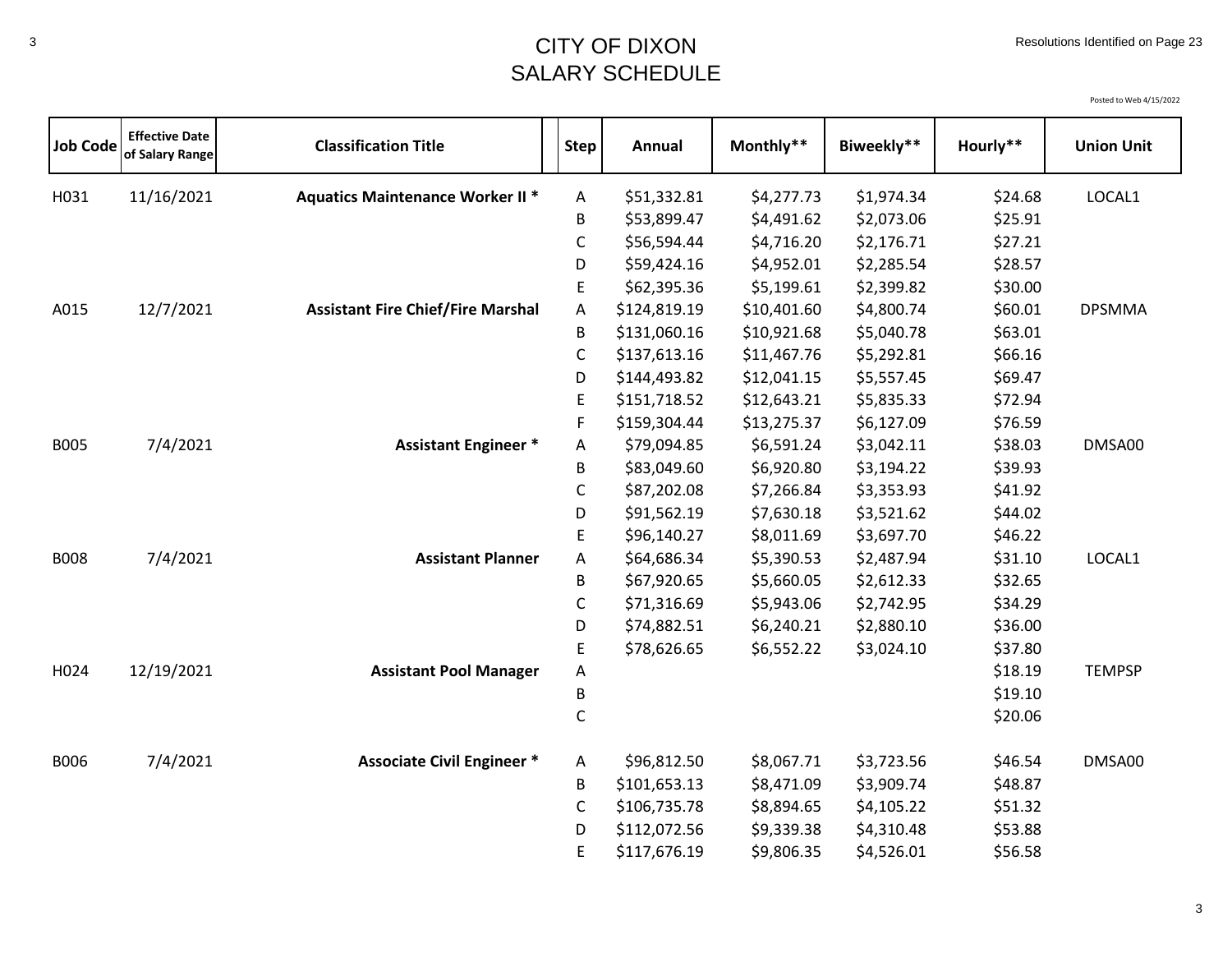# CITY OF DIXON
# SALARY SCHEDULE

Resolutions Identified on Page 23

Posted to Web 4/15/2022

| Job Code | Effective Date of Salary Range | Classification Title | Step | Annual | Monthly** | Biweekly** | Hourly** | Union Unit |
|---|---|---|---|---|---|---|---|---|
| H031 | 11/16/2021 | **Aquatics Maintenance Worker II *** | A | $51,332.81 | $4,277.73 | $1,974.34 | $24.68 | LOCAL1 |
| | | | B | $53,899.47 | $4,491.62 | $2,073.06 | $25.91 | |
| | | | C | $56,594.44 | $4,716.20 | $2,176.71 | $27.21 | |
| | | | D | $59,424.16 | $4,952.01 | $2,285.54 | $28.57 | |
| | | | E | $62,395.36 | $5,199.61 | $2,399.82 | $30.00 | |
| A015 | 12/7/2021 | **Assistant Fire Chief/Fire Marshal** | A | $124,819.19 | $10,401.60 | $4,800.74 | $60.01 | DPSMMA |
| | | | B | $131,060.16 | $10,921.68 | $5,040.78 | $63.01 | |
| | | | C | $137,613.16 | $11,467.76 | $5,292.81 | $66.16 | |
| | | | D | $144,493.82 | $12,041.15 | $5,557.45 | $69.47 | |
| | | | E | $151,718.52 | $12,643.21 | $5,835.33 | $72.94 | |
| | | | F | $159,304.44 | $13,275.37 | $6,127.09 | $76.59 | |
| B005 | 7/4/2021 | **Assistant Engineer *** | A | $79,094.85 | $6,591.24 | $3,042.11 | $38.03 | DMSA00 |
| | | | B | $83,049.60 | $6,920.80 | $3,194.22 | $39.93 | |
| | | | C | $87,202.08 | $7,266.84 | $3,353.93 | $41.92 | |
| | | | D | $91,562.19 | $7,630.18 | $3,521.62 | $44.02 | |
| | | | E | $96,140.27 | $8,011.69 | $3,697.70 | $46.22 | |
| B008 | 7/4/2021 | **Assistant Planner** | A | $64,686.34 | $5,390.53 | $2,487.94 | $31.10 | LOCAL1 |
| | | | B | $67,920.65 | $5,660.05 | $2,612.33 | $32.65 | |
| | | | C | $71,316.69 | $5,943.06 | $2,742.95 | $34.29 | |
| | | | D | $74,882.51 | $6,240.21 | $2,880.10 | $36.00 | |
| | | | E | $78,626.65 | $6,552.22 | $3,024.10 | $37.80 | |
| H024 | 12/19/2021 | **Assistant Pool Manager** | A | | | | $18.19 | TEMPSP |
| | | | B | | | | $19.10 | |
| | | | C | | | | $20.06 | |
| B006 | 7/4/2021 | **Associate Civil Engineer *** | A | $96,812.50 | $8,067.71 | $3,723.56 | $46.54 | DMSA00 |
| | | | B | $101,653.13 | $8,471.09 | $3,909.74 | $48.87 | |
| | | | C | $106,735.78 | $8,894.65 | $4,105.22 | $51.32 | |
| | | | D | $112,072.56 | $9,339.38 | $4,310.48 | $53.88 | |
| | | | E | $117,676.19 | $9,806.35 | $4,526.01 | $56.58 | |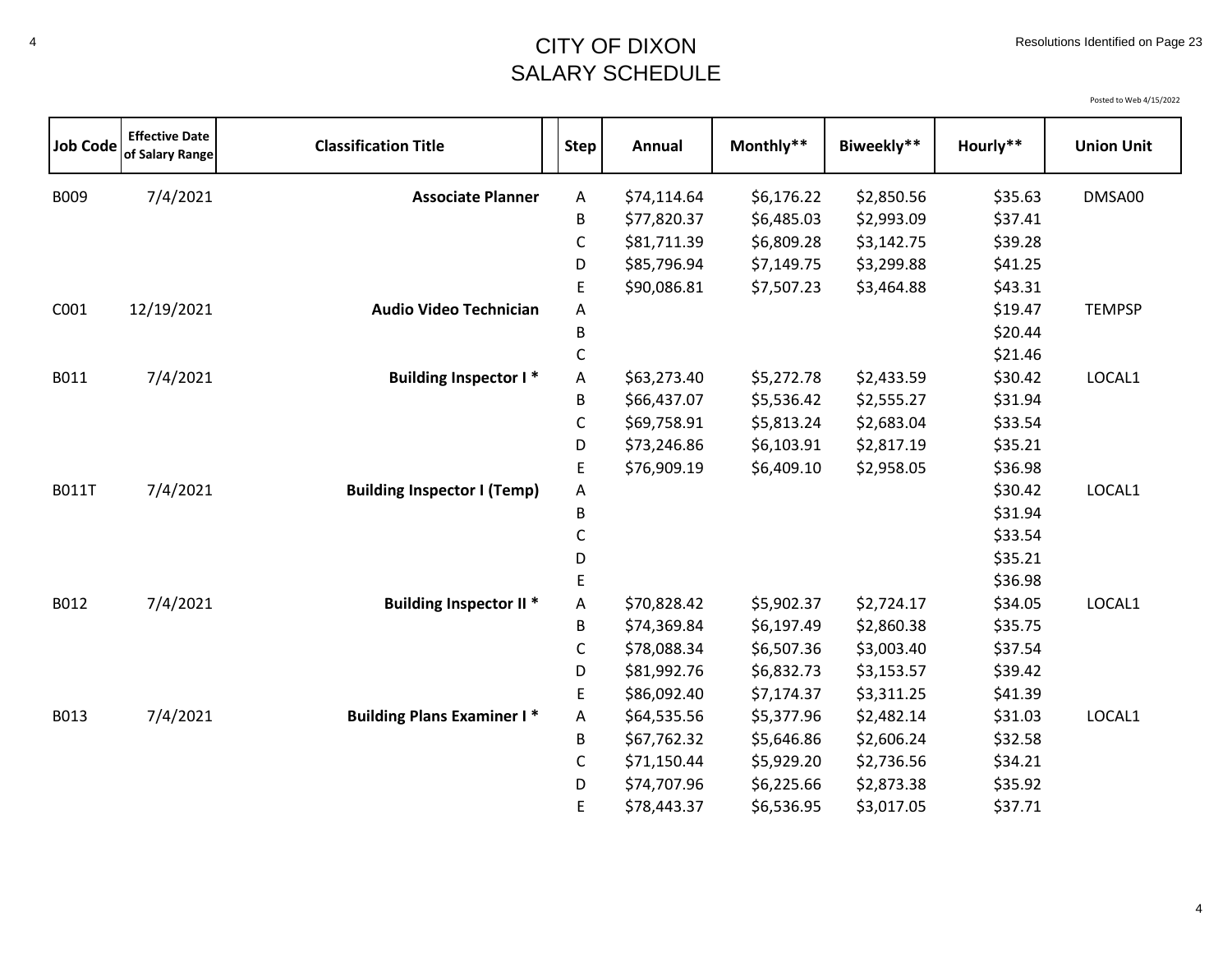# CITY OF DIXON
# SALARY SCHEDULE

Resolutions Identified on Page 23

Posted to Web 4/15/2022

| Job Code | Effective Date of Salary Range | Classification Title | Step | Annual | Monthly** | Biweekly** | Hourly** | Union Unit |
|---|---|---|---|---|---|---|---|---|
| B009 | 7/4/2021 | **Associate Planner** | A | $74,114.64 | $6,176.22 | $2,850.56 | $35.63 | DMSA00 |
| | | | B | $77,820.37 | $6,485.03 | $2,993.09 | $37.41 | |
| | | | C | $81,711.39 | $6,809.28 | $3,142.75 | $39.28 | |
| | | | D | $85,796.94 | $7,149.75 | $3,299.88 | $41.25 | |
| | | | E | $90,086.81 | $7,507.23 | $3,464.88 | $43.31 | |
| C001 | 12/19/2021 | **Audio Video Technician** | A | | | | $19.47 | TEMPSP |
| | | | B | | | | $20.44 | |
| | | | C | | | | $21.46 | |
| B011 | 7/4/2021 | **Building Inspector I *** | A | $63,273.40 | $5,272.78 | $2,433.59 | $30.42 | LOCAL1 |
| | | | B | $66,437.07 | $5,536.42 | $2,555.27 | $31.94 | |
| | | | C | $69,758.91 | $5,813.24 | $2,683.04 | $33.54 | |
| | | | D | $73,246.86 | $6,103.91 | $2,817.19 | $35.21 | |
| | | | E | $76,909.19 | $6,409.10 | $2,958.05 | $36.98 | |
| B011T | 7/4/2021 | **Building Inspector I (Temp)** | A | | | | $30.42 | LOCAL1 |
| | | | B | | | | $31.94 | |
| | | | C | | | | $33.54 | |
| | | | D | | | | $35.21 | |
| | | | E | | | | $36.98 | |
| B012 | 7/4/2021 | **Building Inspector II *** | A | $70,828.42 | $5,902.37 | $2,724.17 | $34.05 | LOCAL1 |
| | | | B | $74,369.84 | $6,197.49 | $2,860.38 | $35.75 | |
| | | | C | $78,088.34 | $6,507.36 | $3,003.40 | $37.54 | |
| | | | D | $81,992.76 | $6,832.73 | $3,153.57 | $39.42 | |
| | | | E | $86,092.40 | $7,174.37 | $3,311.25 | $41.39 | |
| B013 | 7/4/2021 | **Building Plans Examiner I *** | A | $64,535.56 | $5,377.96 | $2,482.14 | $31.03 | LOCAL1 |
| | | | B | $67,762.32 | $5,646.86 | $2,606.24 | $32.58 | |
| | | | C | $71,150.44 | $5,929.20 | $2,736.56 | $34.21 | |
| | | | D | $74,707.96 | $6,225.66 | $2,873.38 | $35.92 | |
| | | | E | $78,443.37 | $6,536.95 | $3,017.05 | $37.71 | |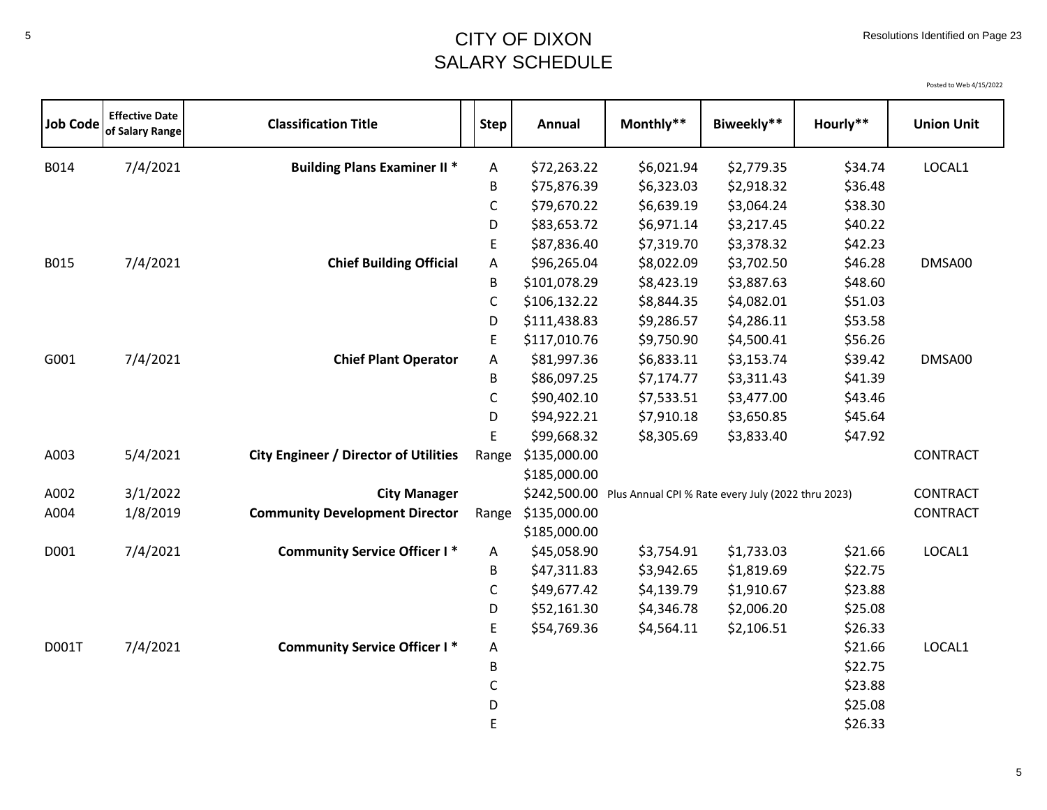# CITY OF DIXON
## SALARY SCHEDULE

Resolutions Identified on Page 23

Posted to Web 4/15/2022

| Job Code | Effective Date of Salary Range | Classification Title | Step | Annual | Monthly** | Biweekly** | Hourly** | Union Unit |
|---|---|---|---|---|---|---|---|---|
| B014 | 7/4/2021 | **Building Plans Examiner II *** | A | $72,263.22 | $6,021.94 | $2,779.35 | $34.74 | LOCAL1 |
| | | | B | $75,876.39 | $6,323.03 | $2,918.32 | $36.48 | |
| | | | C | $79,670.22 | $6,639.19 | $3,064.24 | $38.30 | |
| | | | D | $83,653.72 | $6,971.14 | $3,217.45 | $40.22 | |
| | | | E | $87,836.40 | $7,319.70 | $3,378.32 | $42.23 | |
| B015 | 7/4/2021 | **Chief Building Official** | A | $96,265.04 | $8,022.09 | $3,702.50 | $46.28 | DMSA00 |
| | | | B | $101,078.29 | $8,423.19 | $3,887.63 | $48.60 | |
| | | | C | $106,132.22 | $8,844.35 | $4,082.01 | $51.03 | |
| | | | D | $111,438.83 | $9,286.57 | $4,286.11 | $53.58 | |
| | | | E | $117,010.76 | $9,750.90 | $4,500.41 | $56.26 | |
| G001 | 7/4/2021 | **Chief Plant Operator** | A | $81,997.36 | $6,833.11 | $3,153.74 | $39.42 | DMSA00 |
| | | | B | $86,097.25 | $7,174.77 | $3,311.43 | $41.39 | |
| | | | C | $90,402.10 | $7,533.51 | $3,477.00 | $43.46 | |
| | | | D | $94,922.21 | $7,910.18 | $3,650.85 | $45.64 | |
| | | | E | $99,668.32 | $8,305.69 | $3,833.40 | $47.92 | |
| A003 | 5/4/2021 | **City Engineer / Director of Utilities** | Range | $135,000.00 | | | | CONTRACT |
| | | | | $185,000.00 | | | | |
| A002 | 3/1/2022 | **City Manager** | | $242,500.00 | Plus Annual CPI % Rate every July (2022 thru 2023) | | | CONTRACT |
| A004 | 1/8/2019 | **Community Development Director** | Range | $135,000.00 | | | | CONTRACT |
| | | | | $185,000.00 | | | | |
| D001 | 7/4/2021 | **Community Service Officer I *** | A | $45,058.90 | $3,754.91 | $1,733.03 | $21.66 | LOCAL1 |
| | | | B | $47,311.83 | $3,942.65 | $1,819.69 | $22.75 | |
| | | | C | $49,677.42 | $4,139.79 | $1,910.67 | $23.88 | |
| | | | D | $52,161.30 | $4,346.78 | $2,006.20 | $25.08 | |
| | | | E | $54,769.36 | $4,564.11 | $2,106.51 | $26.33 | |
| D001T | 7/4/2021 | **Community Service Officer I *** | A | | | | $21.66 | LOCAL1 |
| | | | B | | | | $22.75 | |
| | | | C | | | | $23.88 | |
| | | | D | | | | $25.08 | |
| | | | E | | | | $26.33 | |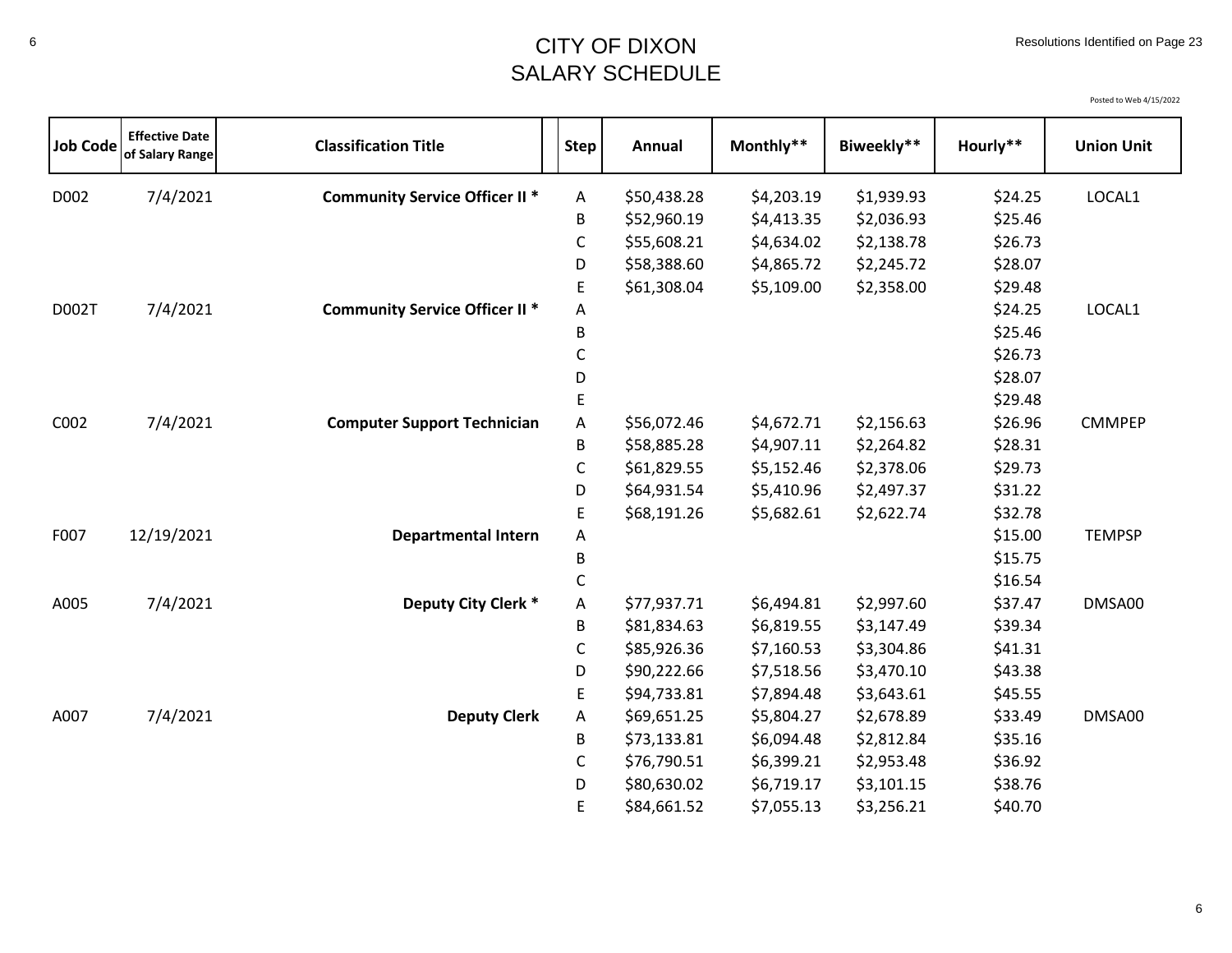# CITY OF DIXON
## SALARY SCHEDULE

Resolutions Identified on Page 23

Posted to Web 4/15/2022

| Job Code | Effective Date of Salary Range | Classification Title | Step | Annual | Monthly** | Biweekly** | Hourly** | Union Unit |
|---|---|---|---|---|---|---|---|---|
| D002 | 7/4/2021 | **Community Service Officer II *** | A | $50,438.28 | $4,203.19 | $1,939.93 | $24.25 | LOCAL1 |
| | | | B | $52,960.19 | $4,413.35 | $2,036.93 | $25.46 | |
| | | | C | $55,608.21 | $4,634.02 | $2,138.78 | $26.73 | |
| | | | D | $58,388.60 | $4,865.72 | $2,245.72 | $28.07 | |
| | | | E | $61,308.04 | $5,109.00 | $2,358.00 | $29.48 | |
| D002T | 7/4/2021 | **Community Service Officer II *** | A | | | | $24.25 | LOCAL1 |
| | | | B | | | | $25.46 | |
| | | | C | | | | $26.73 | |
| | | | D | | | | $28.07 | |
| | | | E | | | | $29.48 | |
| C002 | 7/4/2021 | **Computer Support Technician** | A | $56,072.46 | $4,672.71 | $2,156.63 | $26.96 | CMMPEP |
| | | | B | $58,885.28 | $4,907.11 | $2,264.82 | $28.31 | |
| | | | C | $61,829.55 | $5,152.46 | $2,378.06 | $29.73 | |
| | | | D | $64,931.54 | $5,410.96 | $2,497.37 | $31.22 | |
| | | | E | $68,191.26 | $5,682.61 | $2,622.74 | $32.78 | |
| F007 | 12/19/2021 | **Departmental Intern** | A | | | | $15.00 | TEMPSP |
| | | | B | | | | $15.75 | |
| | | | C | | | | $16.54 | |
| A005 | 7/4/2021 | **Deputy City Clerk *** | A | $77,937.71 | $6,494.81 | $2,997.60 | $37.47 | DMSA00 |
| | | | B | $81,834.63 | $6,819.55 | $3,147.49 | $39.34 | |
| | | | C | $85,926.36 | $7,160.53 | $3,304.86 | $41.31 | |
| | | | D | $90,222.66 | $7,518.56 | $3,470.10 | $43.38 | |
| | | | E | $94,733.81 | $7,894.48 | $3,643.61 | $45.55 | |
| A007 | 7/4/2021 | **Deputy Clerk** | A | $69,651.25 | $5,804.27 | $2,678.89 | $33.49 | DMSA00 |
| | | | B | $73,133.81 | $6,094.48 | $2,812.84 | $35.16 | |
| | | | C | $76,790.51 | $6,399.21 | $2,953.48 | $36.92 | |
| | | | D | $80,630.02 | $6,719.17 | $3,101.15 | $38.76 | |
| | | | E | $84,661.52 | $7,055.13 | $3,256.21 | $40.70 | |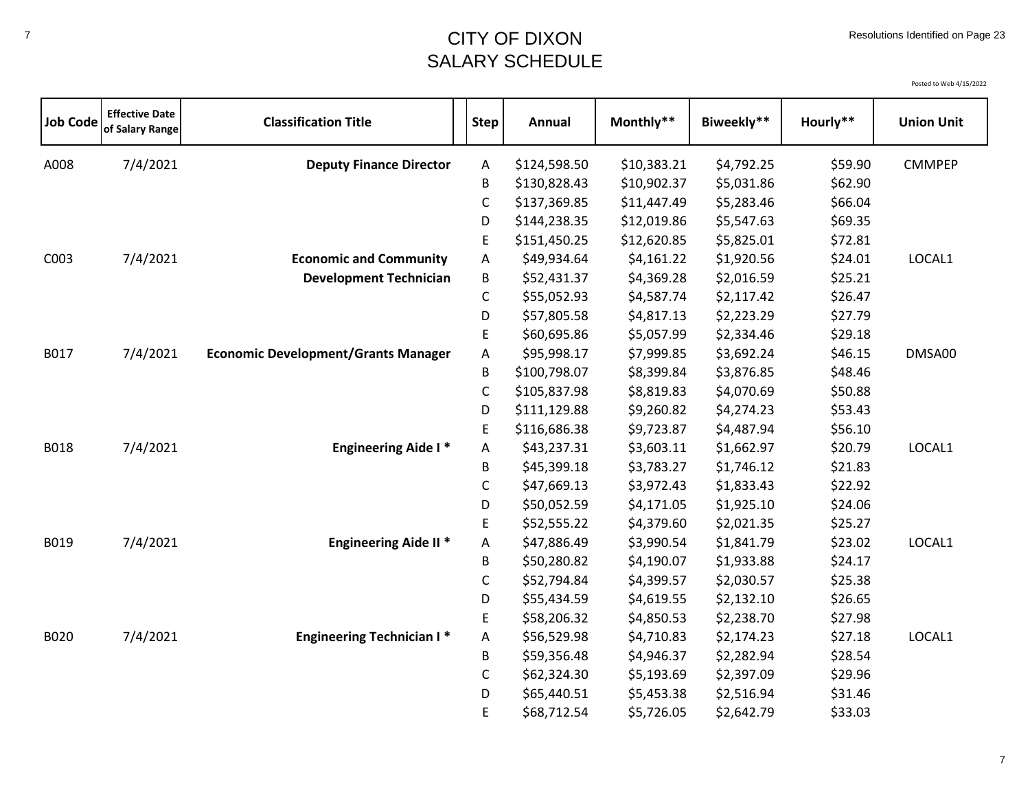# CITY OF DIXON
## SALARY SCHEDULE

Resolutions Identified on Page 23

Posted to Web 4/15/2022

| Job Code | Effective Date of Salary Range | Classification Title | Step | Annual | Monthly** | Biweekly** | Hourly** | Union Unit |
|---|---|---|---|---|---|---|---|---|
| A008 | 7/4/2021 | **Deputy Finance Director** | A | $124,598.50 | $10,383.21 | $4,792.25 | $59.90 | CMMPEP |
| | | | B | $130,828.43 | $10,902.37 | $5,031.86 | $62.90 | |
| | | | C | $137,369.85 | $11,447.49 | $5,283.46 | $66.04 | |
| | | | D | $144,238.35 | $12,019.86 | $5,547.63 | $69.35 | |
| | | | E | $151,450.25 | $12,620.85 | $5,825.01 | $72.81 | |
| C003 | 7/4/2021 | **Economic and Community Development Technician** | A | $49,934.64 | $4,161.22 | $1,920.56 | $24.01 | LOCAL1 |
| | | | B | $52,431.37 | $4,369.28 | $2,016.59 | $25.21 | |
| | | | C | $55,052.93 | $4,587.74 | $2,117.42 | $26.47 | |
| | | | D | $57,805.58 | $4,817.13 | $2,223.29 | $27.79 | |
| | | | E | $60,695.86 | $5,057.99 | $2,334.46 | $29.18 | |
| B017 | 7/4/2021 | **Economic Development/Grants Manager** | A | $95,998.17 | $7,999.85 | $3,692.24 | $46.15 | DMSA00 |
| | | | B | $100,798.07 | $8,399.84 | $3,876.85 | $48.46 | |
| | | | C | $105,837.98 | $8,819.83 | $4,070.69 | $50.88 | |
| | | | D | $111,129.88 | $9,260.82 | $4,274.23 | $53.43 | |
| | | | E | $116,686.38 | $9,723.87 | $4,487.94 | $56.10 | |
| B018 | 7/4/2021 | **Engineering Aide I *** | A | $43,237.31 | $3,603.11 | $1,662.97 | $20.79 | LOCAL1 |
| | | | B | $45,399.18 | $3,783.27 | $1,746.12 | $21.83 | |
| | | | C | $47,669.13 | $3,972.43 | $1,833.43 | $22.92 | |
| | | | D | $50,052.59 | $4,171.05 | $1,925.10 | $24.06 | |
| | | | E | $52,555.22 | $4,379.60 | $2,021.35 | $25.27 | |
| B019 | 7/4/2021 | **Engineering Aide II *** | A | $47,886.49 | $3,990.54 | $1,841.79 | $23.02 | LOCAL1 |
| | | | B | $50,280.82 | $4,190.07 | $1,933.88 | $24.17 | |
| | | | C | $52,794.84 | $4,399.57 | $2,030.57 | $25.38 | |
| | | | D | $55,434.59 | $4,619.55 | $2,132.10 | $26.65 | |
| | | | E | $58,206.32 | $4,850.53 | $2,238.70 | $27.98 | |
| B020 | 7/4/2021 | **Engineering Technician I *** | A | $56,529.98 | $4,710.83 | $2,174.23 | $27.18 | LOCAL1 |
| | | | B | $59,356.48 | $4,946.37 | $2,282.94 | $28.54 | |
| | | | C | $62,324.30 | $5,193.69 | $2,397.09 | $29.96 | |
| | | | D | $65,440.51 | $5,453.38 | $2,516.94 | $31.46 | |
| | | | E | $68,712.54 | $5,726.05 | $2,642.79 | $33.03 | |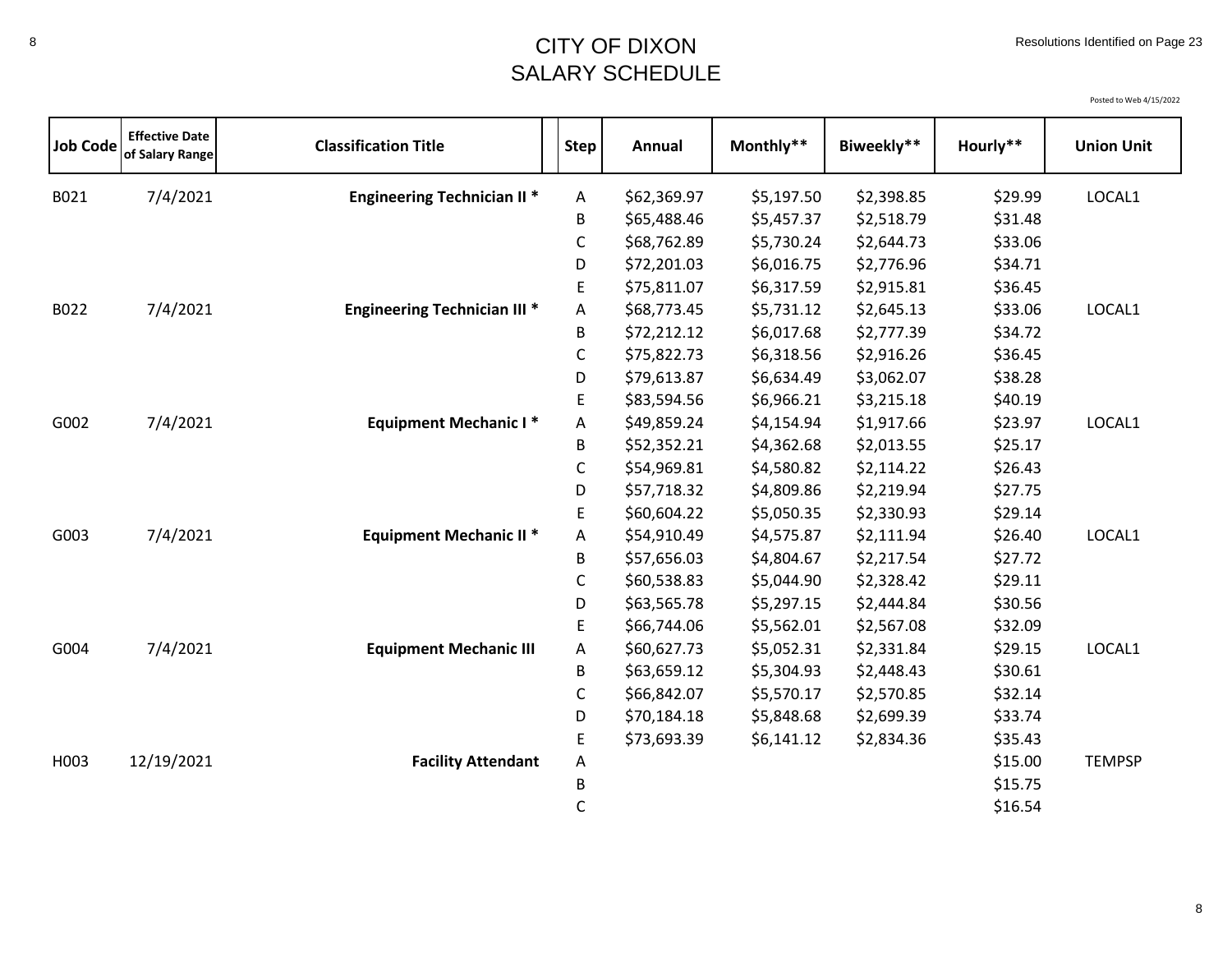# CITY OF DIXON
# SALARY SCHEDULE

Resolutions Identified on Page 23

Posted to Web 4/15/2022

| Job Code | Effective Date of Salary Range | Classification Title | Step | Annual | Monthly** | Biweekly** | Hourly** | Union Unit |
|---|---|---|---|---|---|---|---|---|
| B021 | 7/4/2021 | **Engineering Technician II *** | A | $62,369.97 | $5,197.50 | $2,398.85 | $29.99 | LOCAL1 |
| | | | B | $65,488.46 | $5,457.37 | $2,518.79 | $31.48 | |
| | | | C | $68,762.89 | $5,730.24 | $2,644.73 | $33.06 | |
| | | | D | $72,201.03 | $6,016.75 | $2,776.96 | $34.71 | |
| | | | E | $75,811.07 | $6,317.59 | $2,915.81 | $36.45 | |
| B022 | 7/4/2021 | **Engineering Technician III *** | A | $68,773.45 | $5,731.12 | $2,645.13 | $33.06 | LOCAL1 |
| | | | B | $72,212.12 | $6,017.68 | $2,777.39 | $34.72 | |
| | | | C | $75,822.73 | $6,318.56 | $2,916.26 | $36.45 | |
| | | | D | $79,613.87 | $6,634.49 | $3,062.07 | $38.28 | |
| | | | E | $83,594.56 | $6,966.21 | $3,215.18 | $40.19 | |
| G002 | 7/4/2021 | **Equipment Mechanic I *** | A | $49,859.24 | $4,154.94 | $1,917.66 | $23.97 | LOCAL1 |
| | | | B | $52,352.21 | $4,362.68 | $2,013.55 | $25.17 | |
| | | | C | $54,969.81 | $4,580.82 | $2,114.22 | $26.43 | |
| | | | D | $57,718.32 | $4,809.86 | $2,219.94 | $27.75 | |
| | | | E | $60,604.22 | $5,050.35 | $2,330.93 | $29.14 | |
| G003 | 7/4/2021 | **Equipment Mechanic II *** | A | $54,910.49 | $4,575.87 | $2,111.94 | $26.40 | LOCAL1 |
| | | | B | $57,656.03 | $4,804.67 | $2,217.54 | $27.72 | |
| | | | C | $60,538.83 | $5,044.90 | $2,328.42 | $29.11 | |
| | | | D | $63,565.78 | $5,297.15 | $2,444.84 | $30.56 | |
| | | | E | $66,744.06 | $5,562.01 | $2,567.08 | $32.09 | |
| G004 | 7/4/2021 | **Equipment Mechanic III** | A | $60,627.73 | $5,052.31 | $2,331.84 | $29.15 | LOCAL1 |
| | | | B | $63,659.12 | $5,304.93 | $2,448.43 | $30.61 | |
| | | | C | $66,842.07 | $5,570.17 | $2,570.85 | $32.14 | |
| | | | D | $70,184.18 | $5,848.68 | $2,699.39 | $33.74 | |
| | | | E | $73,693.39 | $6,141.12 | $2,834.36 | $35.43 | |
| H003 | 12/19/2021 | **Facility Attendant** | A | | | | $15.00 | TEMPSP |
| | | | B | | | | $15.75 | |
| | | | C | | | | $16.54 | |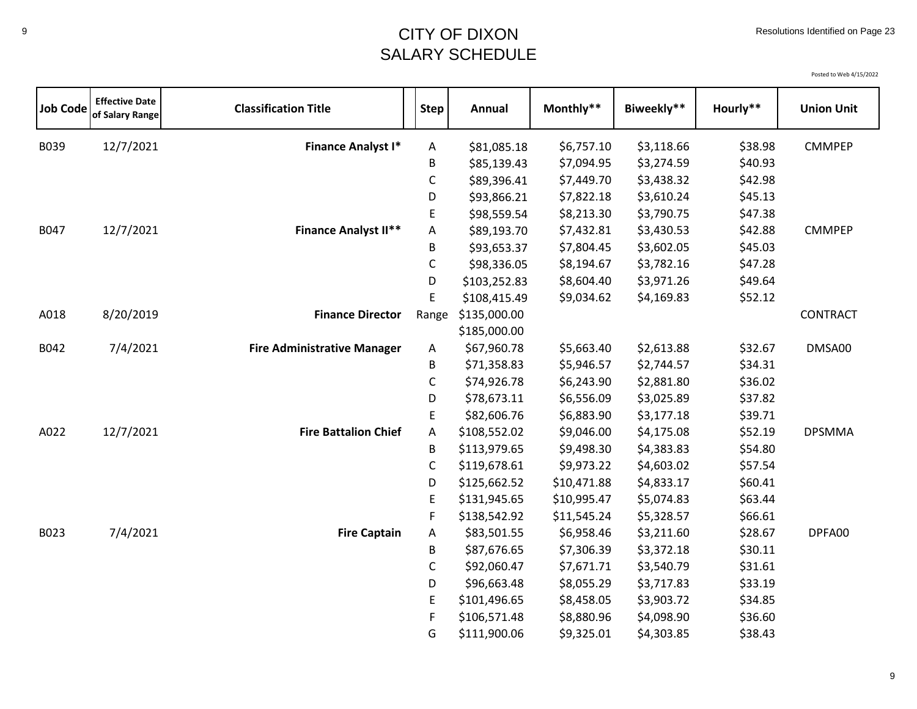# CITY OF DIXON
## SALARY SCHEDULE

Resolutions Identified on Page 23

Posted to Web 4/15/2022

| Job Code | Effective Date of Salary Range | Classification Title | Step | Annual | Monthly** | Biweekly** | Hourly** | Union Unit |
|---|---|---|---|---|---|---|---|---|
| B039 | 12/7/2021 | **Finance Analyst I*** | A | $81,085.18 | $6,757.10 | $3,118.66 | $38.98 | CMMPEP |
| | | | B | $85,139.43 | $7,094.95 | $3,274.59 | $40.93 | |
| | | | C | $89,396.41 | $7,449.70 | $3,438.32 | $42.98 | |
| | | | D | $93,866.21 | $7,822.18 | $3,610.24 | $45.13 | |
| | | | E | $98,559.54 | $8,213.30 | $3,790.75 | $47.38 | |
| B047 | 12/7/2021 | **Finance Analyst II**** | A | $89,193.70 | $7,432.81 | $3,430.53 | $42.88 | CMMPEP |
| | | | B | $93,653.37 | $7,804.45 | $3,602.05 | $45.03 | |
| | | | C | $98,336.05 | $8,194.67 | $3,782.16 | $47.28 | |
| | | | D | $103,252.83 | $8,604.40 | $3,971.26 | $49.64 | |
| | | | E | $108,415.49 | $9,034.62 | $4,169.83 | $52.12 | |
| A018 | 8/20/2019 | **Finance Director** | Range | $135,000.00 | | | | CONTRACT |
| | | | | $185,000.00 | | | | |
| B042 | 7/4/2021 | **Fire Administrative Manager** | A | $67,960.78 | $5,663.40 | $2,613.88 | $32.67 | DMSA00 |
| | | | B | $71,358.83 | $5,946.57 | $2,744.57 | $34.31 | |
| | | | C | $74,926.78 | $6,243.90 | $2,881.80 | $36.02 | |
| | | | D | $78,673.11 | $6,556.09 | $3,025.89 | $37.82 | |
| | | | E | $82,606.76 | $6,883.90 | $3,177.18 | $39.71 | |
| A022 | 12/7/2021 | **Fire Battalion Chief** | A | $108,552.02 | $9,046.00 | $4,175.08 | $52.19 | DPSMMA |
| | | | B | $113,979.65 | $9,498.30 | $4,383.83 | $54.80 | |
| | | | C | $119,678.61 | $9,973.22 | $4,603.02 | $57.54 | |
| | | | D | $125,662.52 | $10,471.88 | $4,833.17 | $60.41 | |
| | | | E | $131,945.65 | $10,995.47 | $5,074.83 | $63.44 | |
| | | | F | $138,542.92 | $11,545.24 | $5,328.57 | $66.61 | |
| B023 | 7/4/2021 | **Fire Captain** | A | $83,501.55 | $6,958.46 | $3,211.60 | $28.67 | DPFA00 |
| | | | B | $87,676.65 | $7,306.39 | $3,372.18 | $30.11 | |
| | | | C | $92,060.47 | $7,671.71 | $3,540.79 | $31.61 | |
| | | | D | $96,663.48 | $8,055.29 | $3,717.83 | $33.19 | |
| | | | E | $101,496.65 | $8,458.05 | $3,903.72 | $34.85 | |
| | | | F | $106,571.48 | $8,880.96 | $4,098.90 | $36.60 | |
| | | | G | $111,900.06 | $9,325.01 | $4,303.85 | $38.43 | |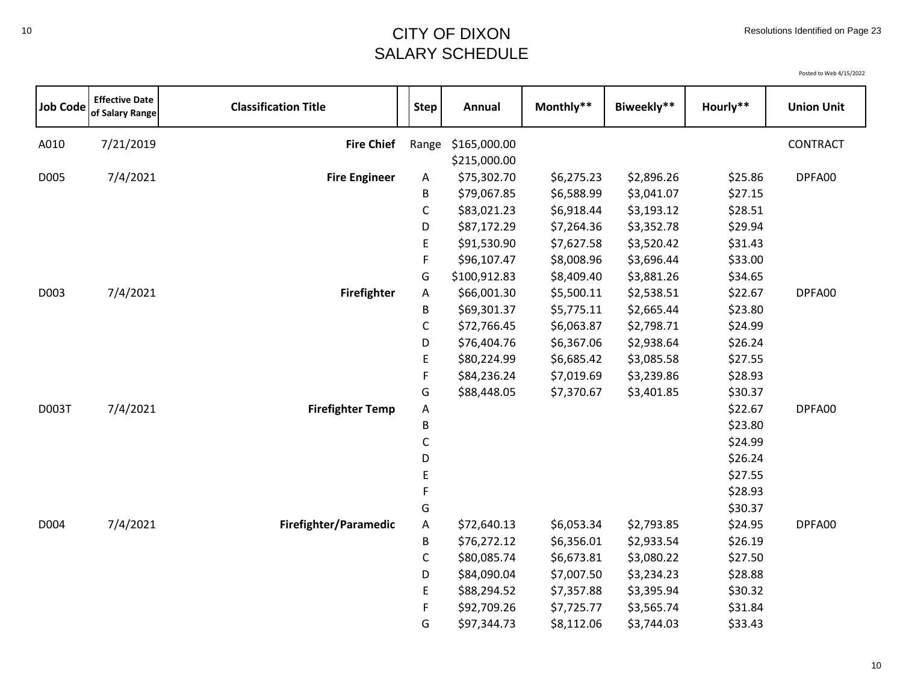# CITY OF DIXON
## SALARY SCHEDULE

Resolutions Identified on Page 23

Posted to Web 4/15/2022

| Job Code | Effective Date of Salary Range | Classification Title | Step | Annual | Monthly** | Biweekly** | Hourly** | Union Unit |
|---|---|---|---|---|---|---|---|---|
| A010 | 7/21/2019 | **Fire Chief** | Range | $165,000.00 | | | | CONTRACT |
| | | | | $215,000.00 | | | | |
| D005 | 7/4/2021 | **Fire Engineer** | A | $75,302.70 | $6,275.23 | $2,896.26 | $25.86 | DPFA00 |
| | | | B | $79,067.85 | $6,588.99 | $3,041.07 | $27.15 | |
| | | | C | $83,021.23 | $6,918.44 | $3,193.12 | $28.51 | |
| | | | D | $87,172.29 | $7,264.36 | $3,352.78 | $29.94 | |
| | | | E | $91,530.90 | $7,627.58 | $3,520.42 | $31.43 | |
| | | | F | $96,107.47 | $8,008.96 | $3,696.44 | $33.00 | |
| | | | G | $100,912.83 | $8,409.40 | $3,881.26 | $34.65 | |
| D003 | 7/4/2021 | **Firefighter** | A | $66,001.30 | $5,500.11 | $2,538.51 | $22.67 | DPFA00 |
| | | | B | $69,301.37 | $5,775.11 | $2,665.44 | $23.80 | |
| | | | C | $72,766.45 | $6,063.87 | $2,798.71 | $24.99 | |
| | | | D | $76,404.76 | $6,367.06 | $2,938.64 | $26.24 | |
| | | | E | $80,224.99 | $6,685.42 | $3,085.58 | $27.55 | |
| | | | F | $84,236.24 | $7,019.69 | $3,239.86 | $28.93 | |
| | | | G | $88,448.05 | $7,370.67 | $3,401.85 | $30.37 | |
| D003T | 7/4/2021 | **Firefighter Temp** | A | | | | $22.67 | DPFA00 |
| | | | B | | | | $23.80 | |
| | | | C | | | | $24.99 | |
| | | | D | | | | $26.24 | |
| | | | E | | | | $27.55 | |
| | | | F | | | | $28.93 | |
| | | | G | | | | $30.37 | |
| D004 | 7/4/2021 | **Firefighter/Paramedic** | A | $72,640.13 | $6,053.34 | $2,793.85 | $24.95 | DPFA00 |
| | | | B | $76,272.12 | $6,356.01 | $2,933.54 | $26.19 | |
| | | | C | $80,085.74 | $6,673.81 | $3,080.22 | $27.50 | |
| | | | D | $84,090.04 | $7,007.50 | $3,234.23 | $28.88 | |
| | | | E | $88,294.52 | $7,357.88 | $3,395.94 | $30.32 | |
| | | | F | $92,709.26 | $7,725.77 | $3,565.74 | $31.84 | |
| | | | G | $97,344.73 | $8,112.06 | $3,744.03 | $33.43 | |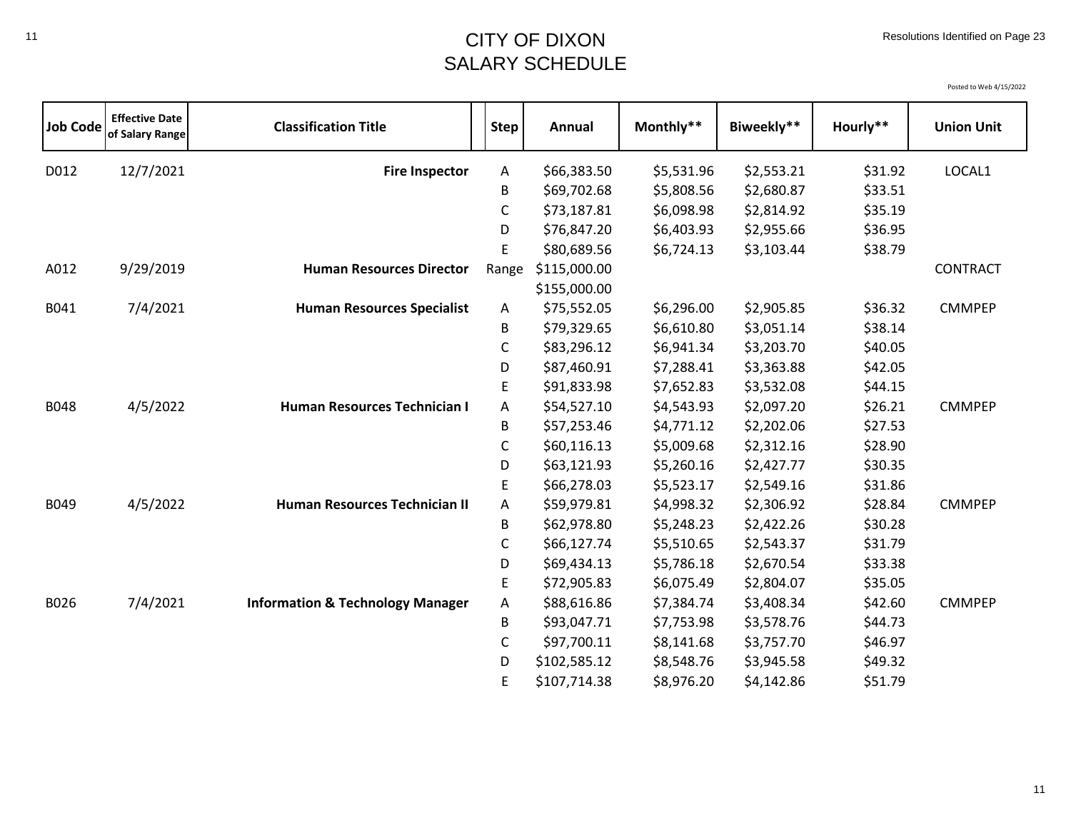# CITY OF DIXON
## SALARY SCHEDULE

Resolutions Identified on Page 23

Posted to Web 4/15/2022

| Job Code | Effective Date of Salary Range | Classification Title | Step | Annual | Monthly** | Biweekly** | Hourly** | Union Unit |
|---|---|---|---|---|---|---|---|---|
| D012 | 12/7/2021 | **Fire Inspector** | A | $66,383.50 | $5,531.96 | $2,553.21 | $31.92 | LOCAL1 |
| | | | B | $69,702.68 | $5,808.56 | $2,680.87 | $33.51 | |
| | | | C | $73,187.81 | $6,098.98 | $2,814.92 | $35.19 | |
| | | | D | $76,847.20 | $6,403.93 | $2,955.66 | $36.95 | |
| | | | E | $80,689.56 | $6,724.13 | $3,103.44 | $38.79 | |
| A012 | 9/29/2019 | **Human Resources Director** | Range | $115,000.00 | | | | CONTRACT |
| | | | | $155,000.00 | | | | |
| B041 | 7/4/2021 | **Human Resources Specialist** | A | $75,552.05 | $6,296.00 | $2,905.85 | $36.32 | CMMPEP |
| | | | B | $79,329.65 | $6,610.80 | $3,051.14 | $38.14 | |
| | | | C | $83,296.12 | $6,941.34 | $3,203.70 | $40.05 | |
| | | | D | $87,460.91 | $7,288.41 | $3,363.88 | $42.05 | |
| | | | E | $91,833.98 | $7,652.83 | $3,532.08 | $44.15 | |
| B048 | 4/5/2022 | **Human Resources Technician I** | A | $54,527.10 | $4,543.93 | $2,097.20 | $26.21 | CMMPEP |
| | | | B | $57,253.46 | $4,771.12 | $2,202.06 | $27.53 | |
| | | | C | $60,116.13 | $5,009.68 | $2,312.16 | $28.90 | |
| | | | D | $63,121.93 | $5,260.16 | $2,427.77 | $30.35 | |
| | | | E | $66,278.03 | $5,523.17 | $2,549.16 | $31.86 | |
| B049 | 4/5/2022 | **Human Resources Technician II** | A | $59,979.81 | $4,998.32 | $2,306.92 | $28.84 | CMMPEP |
| | | | B | $62,978.80 | $5,248.23 | $2,422.26 | $30.28 | |
| | | | C | $66,127.74 | $5,510.65 | $2,543.37 | $31.79 | |
| | | | D | $69,434.13 | $5,786.18 | $2,670.54 | $33.38 | |
| | | | E | $72,905.83 | $6,075.49 | $2,804.07 | $35.05 | |
| B026 | 7/4/2021 | **Information & Technology Manager** | A | $88,616.86 | $7,384.74 | $3,408.34 | $42.60 | CMMPEP |
| | | | B | $93,047.71 | $7,753.98 | $3,578.76 | $44.73 | |
| | | | C | $97,700.11 | $8,141.68 | $3,757.70 | $46.97 | |
| | | | D | $102,585.12 | $8,548.76 | $3,945.58 | $49.32 | |
| | | | E | $107,714.38 | $8,976.20 | $4,142.86 | $51.79 | |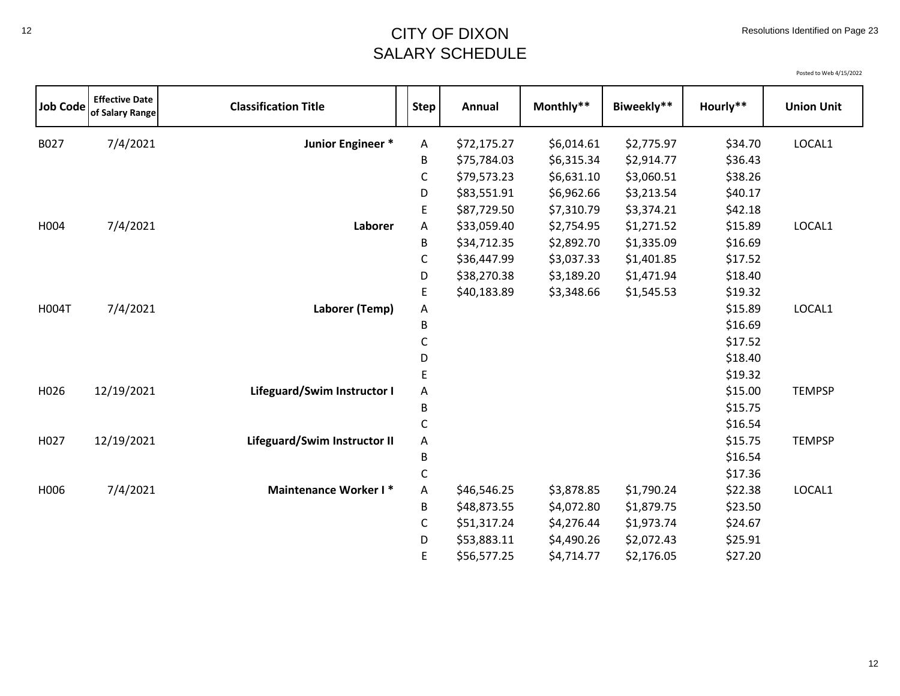# CITY OF DIXON
## SALARY SCHEDULE

Resolutions Identified on Page 23

Posted to Web 4/15/2022

| Job Code | Effective Date of Salary Range | Classification Title | Step | Annual | Monthly** | Biweekly** | Hourly** | Union Unit |
|---|---|---|---|---|---|---|---|---|
| B027 | 7/4/2021 | **Junior Engineer *** | A | $72,175.27 | $6,014.61 | $2,775.97 | $34.70 | LOCAL1 |
| | | | B | $75,784.03 | $6,315.34 | $2,914.77 | $36.43 | |
| | | | C | $79,573.23 | $6,631.10 | $3,060.51 | $38.26 | |
| | | | D | $83,551.91 | $6,962.66 | $3,213.54 | $40.17 | |
| | | | E | $87,729.50 | $7,310.79 | $3,374.21 | $42.18 | |
| H004 | 7/4/2021 | **Laborer** | A | $33,059.40 | $2,754.95 | $1,271.52 | $15.89 | LOCAL1 |
| | | | B | $34,712.35 | $2,892.70 | $1,335.09 | $16.69 | |
| | | | C | $36,447.99 | $3,037.33 | $1,401.85 | $17.52 | |
| | | | D | $38,270.38 | $3,189.20 | $1,471.94 | $18.40 | |
| | | | E | $40,183.89 | $3,348.66 | $1,545.53 | $19.32 | |
| H004T | 7/4/2021 | **Laborer (Temp)** | A | | | | $15.89 | LOCAL1 |
| | | | B | | | | $16.69 | |
| | | | C | | | | $17.52 | |
| | | | D | | | | $18.40 | |
| | | | E | | | | $19.32 | |
| H026 | 12/19/2021 | **Lifeguard/Swim Instructor I** | A | | | | $15.00 | TEMPSP |
| | | | B | | | | $15.75 | |
| | | | C | | | | $16.54 | |
| H027 | 12/19/2021 | **Lifeguard/Swim Instructor II** | A | | | | $15.75 | TEMPSP |
| | | | B | | | | $16.54 | |
| | | | C | | | | $17.36 | |
| H006 | 7/4/2021 | **Maintenance Worker I *** | A | $46,546.25 | $3,878.85 | $1,790.24 | $22.38 | LOCAL1 |
| | | | B | $48,873.55 | $4,072.80 | $1,879.75 | $23.50 | |
| | | | C | $51,317.24 | $4,276.44 | $1,973.74 | $24.67 | |
| | | | D | $53,883.11 | $4,490.26 | $2,072.43 | $25.91 | |
| | | | E | $56,577.25 | $4,714.77 | $2,176.05 | $27.20 | |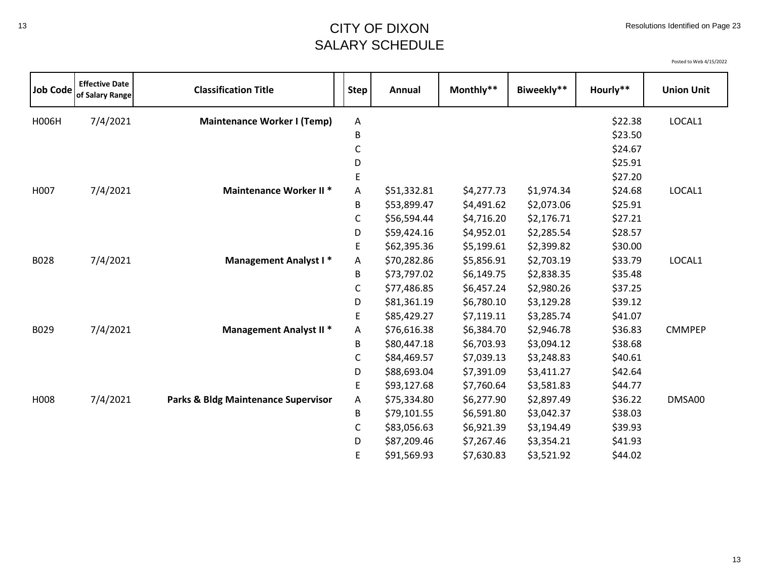# CITY OF DIXON
## SALARY SCHEDULE

Resolutions Identified on Page 23

Posted to Web 4/15/2022

| Job Code | Effective Date of Salary Range | Classification Title | Step | Annual | Monthly** | Biweekly** | Hourly** | Union Unit |
|---|---|---|---|---|---|---|---|---|
| H006H | 7/4/2021 | **Maintenance Worker I (Temp)** | A | | | | $22.38 | LOCAL1 |
| | | | B | | | | $23.50 | |
| | | | C | | | | $24.67 | |
| | | | D | | | | $25.91 | |
| | | | E | | | | $27.20 | |
| H007 | 7/4/2021 | **Maintenance Worker II *** | A | $51,332.81 | $4,277.73 | $1,974.34 | $24.68 | LOCAL1 |
| | | | B | $53,899.47 | $4,491.62 | $2,073.06 | $25.91 | |
| | | | C | $56,594.44 | $4,716.20 | $2,176.71 | $27.21 | |
| | | | D | $59,424.16 | $4,952.01 | $2,285.54 | $28.57 | |
| | | | E | $62,395.36 | $5,199.61 | $2,399.82 | $30.00 | |
| B028 | 7/4/2021 | **Management Analyst I *** | A | $70,282.86 | $5,856.91 | $2,703.19 | $33.79 | LOCAL1 |
| | | | B | $73,797.02 | $6,149.75 | $2,838.35 | $35.48 | |
| | | | C | $77,486.85 | $6,457.24 | $2,980.26 | $37.25 | |
| | | | D | $81,361.19 | $6,780.10 | $3,129.28 | $39.12 | |
| | | | E | $85,429.27 | $7,119.11 | $3,285.74 | $41.07 | |
| B029 | 7/4/2021 | **Management Analyst II *** | A | $76,616.38 | $6,384.70 | $2,946.78 | $36.83 | CMMPEP |
| | | | B | $80,447.18 | $6,703.93 | $3,094.12 | $38.68 | |
| | | | C | $84,469.57 | $7,039.13 | $3,248.83 | $40.61 | |
| | | | D | $88,693.04 | $7,391.09 | $3,411.27 | $42.64 | |
| | | | E | $93,127.68 | $7,760.64 | $3,581.83 | $44.77 | |
| H008 | 7/4/2021 | **Parks & Bldg Maintenance Supervisor** | A | $75,334.80 | $6,277.90 | $2,897.49 | $36.22 | DMSA00 |
| | | | B | $79,101.55 | $6,591.80 | $3,042.37 | $38.03 | |
| | | | C | $83,056.63 | $6,921.39 | $3,194.49 | $39.93 | |
| | | | D | $87,209.46 | $7,267.46 | $3,354.21 | $41.93 | |
| | | | E | $91,569.93 | $7,630.83 | $3,521.92 | $44.02 | |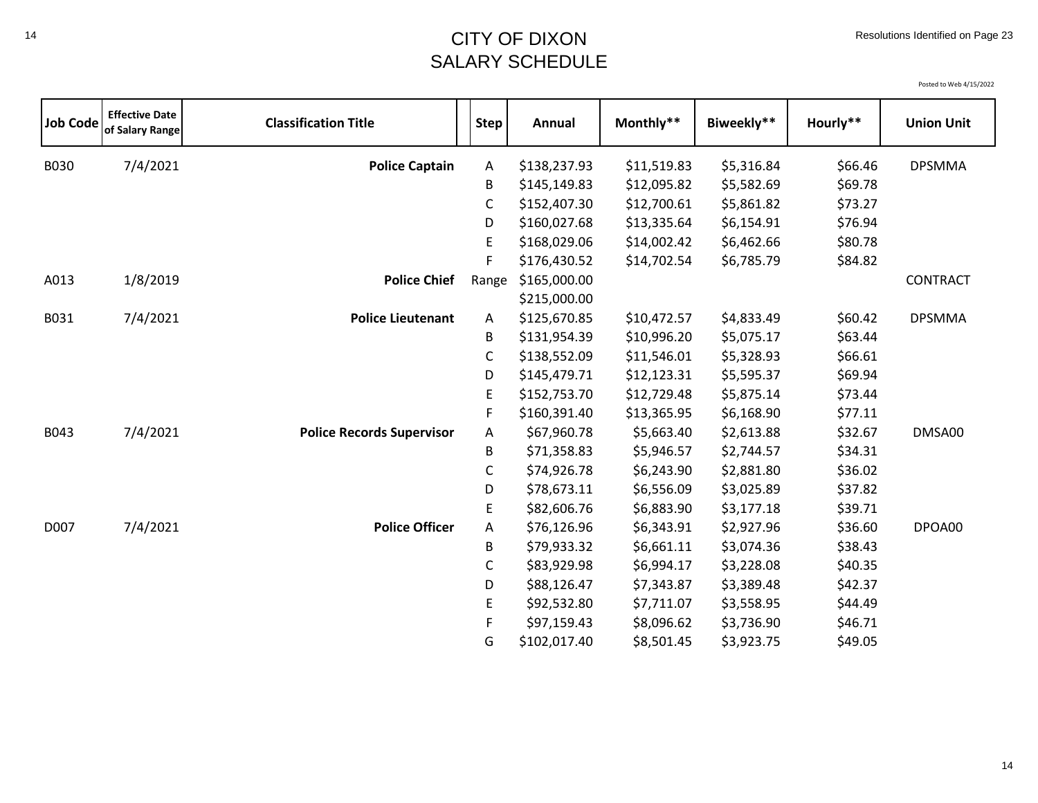# CITY OF DIXON
# SALARY SCHEDULE

Resolutions Identified on Page 23

Posted to Web 4/15/2022

| Job Code | Effective Date of Salary Range | Classification Title | Step | Annual | Monthly** | Biweekly** | Hourly** | Union Unit |
|---|---|---|---|---|---|---|---|---|
| B030 | 7/4/2021 | **Police Captain** | A | $138,237.93 | $11,519.83 | $5,316.84 | $66.46 | DPSMMA |
| | | | B | $145,149.83 | $12,095.82 | $5,582.69 | $69.78 | |
| | | | C | $152,407.30 | $12,700.61 | $5,861.82 | $73.27 | |
| | | | D | $160,027.68 | $13,335.64 | $6,154.91 | $76.94 | |
| | | | E | $168,029.06 | $14,002.42 | $6,462.66 | $80.78 | |
| | | | F | $176,430.52 | $14,702.54 | $6,785.79 | $84.82 | |
| A013 | 1/8/2019 | **Police Chief** | Range | $165,000.00 | | | | CONTRACT |
| | | | | $215,000.00 | | | | |
| B031 | 7/4/2021 | **Police Lieutenant** | A | $125,670.85 | $10,472.57 | $4,833.49 | $60.42 | DPSMMA |
| | | | B | $131,954.39 | $10,996.20 | $5,075.17 | $63.44 | |
| | | | C | $138,552.09 | $11,546.01 | $5,328.93 | $66.61 | |
| | | | D | $145,479.71 | $12,123.31 | $5,595.37 | $69.94 | |
| | | | E | $152,753.70 | $12,729.48 | $5,875.14 | $73.44 | |
| | | | F | $160,391.40 | $13,365.95 | $6,168.90 | $77.11 | |
| B043 | 7/4/2021 | **Police Records Supervisor** | A | $67,960.78 | $5,663.40 | $2,613.88 | $32.67 | DMSA00 |
| | | | B | $71,358.83 | $5,946.57 | $2,744.57 | $34.31 | |
| | | | C | $74,926.78 | $6,243.90 | $2,881.80 | $36.02 | |
| | | | D | $78,673.11 | $6,556.09 | $3,025.89 | $37.82 | |
| | | | E | $82,606.76 | $6,883.90 | $3,177.18 | $39.71 | |
| D007 | 7/4/2021 | **Police Officer** | A | $76,126.96 | $6,343.91 | $2,927.96 | $36.60 | DPOA00 |
| | | | B | $79,933.32 | $6,661.11 | $3,074.36 | $38.43 | |
| | | | C | $83,929.98 | $6,994.17 | $3,228.08 | $40.35 | |
| | | | D | $88,126.47 | $7,343.87 | $3,389.48 | $42.37 | |
| | | | E | $92,532.80 | $7,711.07 | $3,558.95 | $44.49 | |
| | | | F | $97,159.43 | $8,096.62 | $3,736.90 | $46.71 | |
| | | | G | $102,017.40 | $8,501.45 | $3,923.75 | $49.05 | |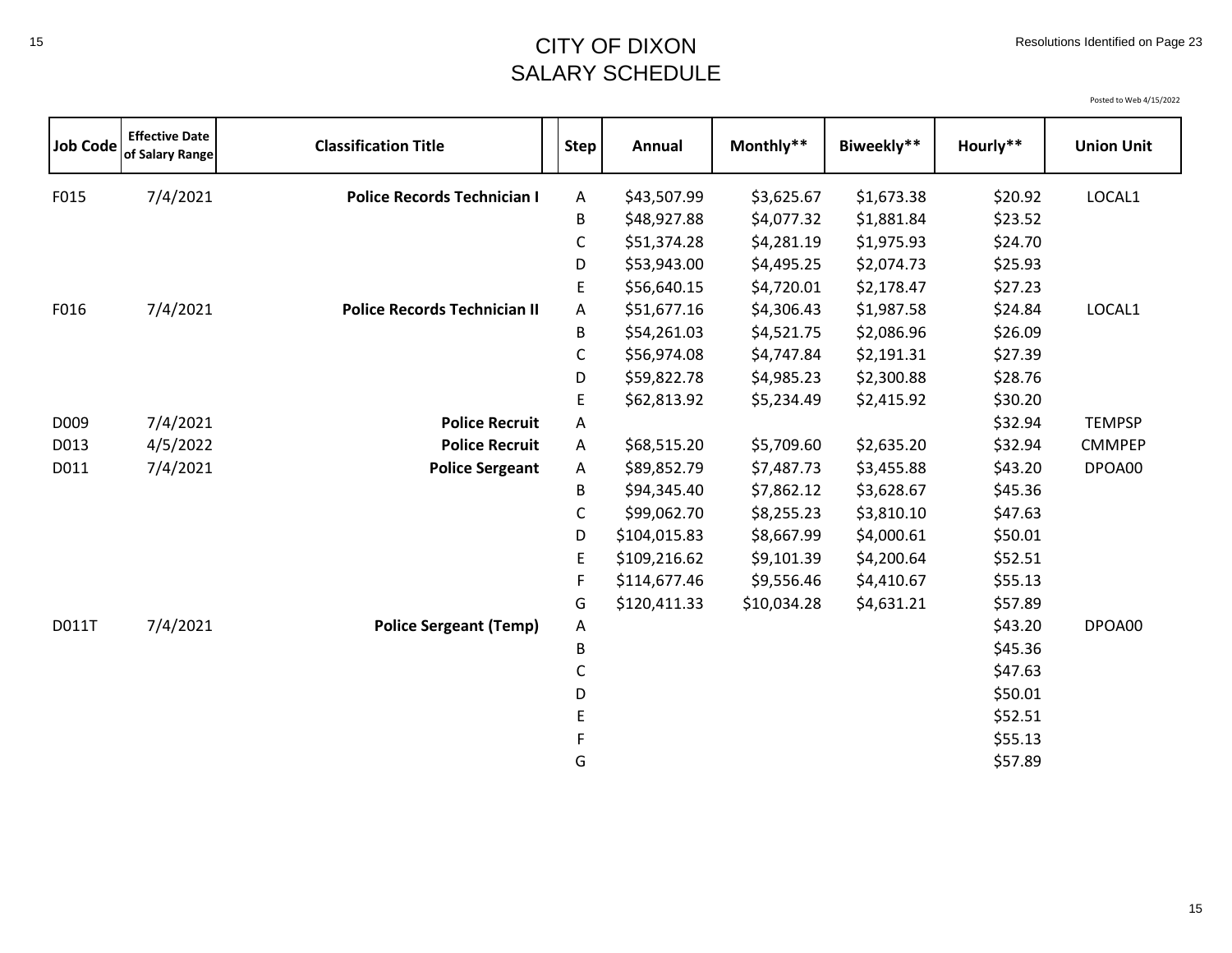# CITY OF DIXON
## SALARY SCHEDULE

Resolutions Identified on Page 23

Posted to Web 4/15/2022

| Job Code | Effective Date of Salary Range | Classification Title | Step | Annual | Monthly** | Biweekly** | Hourly** | Union Unit |
|---|---|---|---|---|---|---|---|---|
| F015 | 7/4/2021 | **Police Records Technician I** | A | $43,507.99 | $3,625.67 | $1,673.38 | $20.92 | LOCAL1 |
| | | | B | $48,927.88 | $4,077.32 | $1,881.84 | $23.52 | |
| | | | C | $51,374.28 | $4,281.19 | $1,975.93 | $24.70 | |
| | | | D | $53,943.00 | $4,495.25 | $2,074.73 | $25.93 | |
| | | | E | $56,640.15 | $4,720.01 | $2,178.47 | $27.23 | |
| F016 | 7/4/2021 | **Police Records Technician II** | A | $51,677.16 | $4,306.43 | $1,987.58 | $24.84 | LOCAL1 |
| | | | B | $54,261.03 | $4,521.75 | $2,086.96 | $26.09 | |
| | | | C | $56,974.08 | $4,747.84 | $2,191.31 | $27.39 | |
| | | | D | $59,822.78 | $4,985.23 | $2,300.88 | $28.76 | |
| | | | E | $62,813.92 | $5,234.49 | $2,415.92 | $30.20 | |
| D009 | 7/4/2021 | **Police Recruit** | A | | | | $32.94 | TEMPSP |
| D013 | 4/5/2022 | **Police Recruit** | A | $68,515.20 | $5,709.60 | $2,635.20 | $32.94 | CMMPEP |
| D011 | 7/4/2021 | **Police Sergeant** | A | $89,852.79 | $7,487.73 | $3,455.88 | $43.20 | DPOA00 |
| | | | B | $94,345.40 | $7,862.12 | $3,628.67 | $45.36 | |
| | | | C | $99,062.70 | $8,255.23 | $3,810.10 | $47.63 | |
| | | | D | $104,015.83 | $8,667.99 | $4,000.61 | $50.01 | |
| | | | E | $109,216.62 | $9,101.39 | $4,200.64 | $52.51 | |
| | | | F | $114,677.46 | $9,556.46 | $4,410.67 | $55.13 | |
| | | | G | $120,411.33 | $10,034.28 | $4,631.21 | $57.89 | |
| D011T | 7/4/2021 | **Police Sergeant (Temp)** | A | | | | $43.20 | DPOA00 |
| | | | B | | | | $45.36 | |
| | | | C | | | | $47.63 | |
| | | | D | | | | $50.01 | |
| | | | E | | | | $52.51 | |
| | | | F | | | | $55.13 | |
| | | | G | | | | $57.89 | |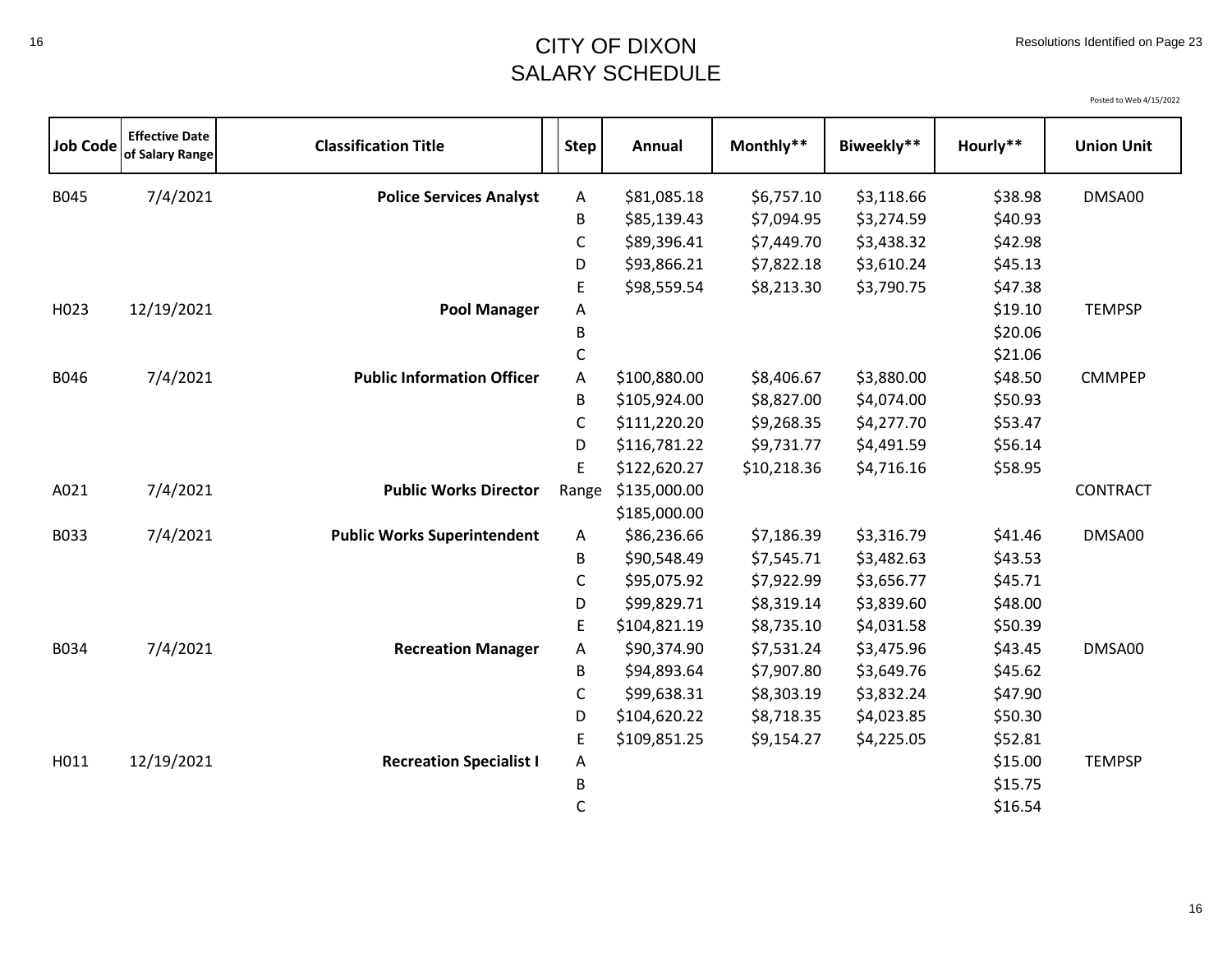# CITY OF DIXON
# SALARY SCHEDULE

Resolutions Identified on Page 23

Posted to Web 4/15/2022

| Job Code | Effective Date of Salary Range | Classification Title | Step | Annual | Monthly** | Biweekly** | Hourly** | Union Unit |
|---|---|---|---|---|---|---|---|---|
| B045 | 7/4/2021 | **Police Services Analyst** | A | $81,085.18 | $6,757.10 | $3,118.66 | $38.98 | DMSA00 |
| | | | B | $85,139.43 | $7,094.95 | $3,274.59 | $40.93 | |
| | | | C | $89,396.41 | $7,449.70 | $3,438.32 | $42.98 | |
| | | | D | $93,866.21 | $7,822.18 | $3,610.24 | $45.13 | |
| | | | E | $98,559.54 | $8,213.30 | $3,790.75 | $47.38 | |
| H023 | 12/19/2021 | **Pool Manager** | A | | | | $19.10 | TEMPSP |
| | | | B | | | | $20.06 | |
| | | | C | | | | $21.06 | |
| B046 | 7/4/2021 | **Public Information Officer** | A | $100,880.00 | $8,406.67 | $3,880.00 | $48.50 | CMMPEP |
| | | | B | $105,924.00 | $8,827.00 | $4,074.00 | $50.93 | |
| | | | C | $111,220.20 | $9,268.35 | $4,277.70 | $53.47 | |
| | | | D | $116,781.22 | $9,731.77 | $4,491.59 | $56.14 | |
| | | | E | $122,620.27 | $10,218.36 | $4,716.16 | $58.95 | |
| A021 | 7/4/2021 | **Public Works Director** | Range | $135,000.00 | | | | CONTRACT |
| | | | | $185,000.00 | | | | |
| B033 | 7/4/2021 | **Public Works Superintendent** | A | $86,236.66 | $7,186.39 | $3,316.79 | $41.46 | DMSA00 |
| | | | B | $90,548.49 | $7,545.71 | $3,482.63 | $43.53 | |
| | | | C | $95,075.92 | $7,922.99 | $3,656.77 | $45.71 | |
| | | | D | $99,829.71 | $8,319.14 | $3,839.60 | $48.00 | |
| | | | E | $104,821.19 | $8,735.10 | $4,031.58 | $50.39 | |
| B034 | 7/4/2021 | **Recreation Manager** | A | $90,374.90 | $7,531.24 | $3,475.96 | $43.45 | DMSA00 |
| | | | B | $94,893.64 | $7,907.80 | $3,649.76 | $45.62 | |
| | | | C | $99,638.31 | $8,303.19 | $3,832.24 | $47.90 | |
| | | | D | $104,620.22 | $8,718.35 | $4,023.85 | $50.30 | |
| | | | E | $109,851.25 | $9,154.27 | $4,225.05 | $52.81 | |
| H011 | 12/19/2021 | **Recreation Specialist I** | A | | | | $15.00 | TEMPSP |
| | | | B | | | | $15.75 | |
| | | | C | | | | $16.54 | |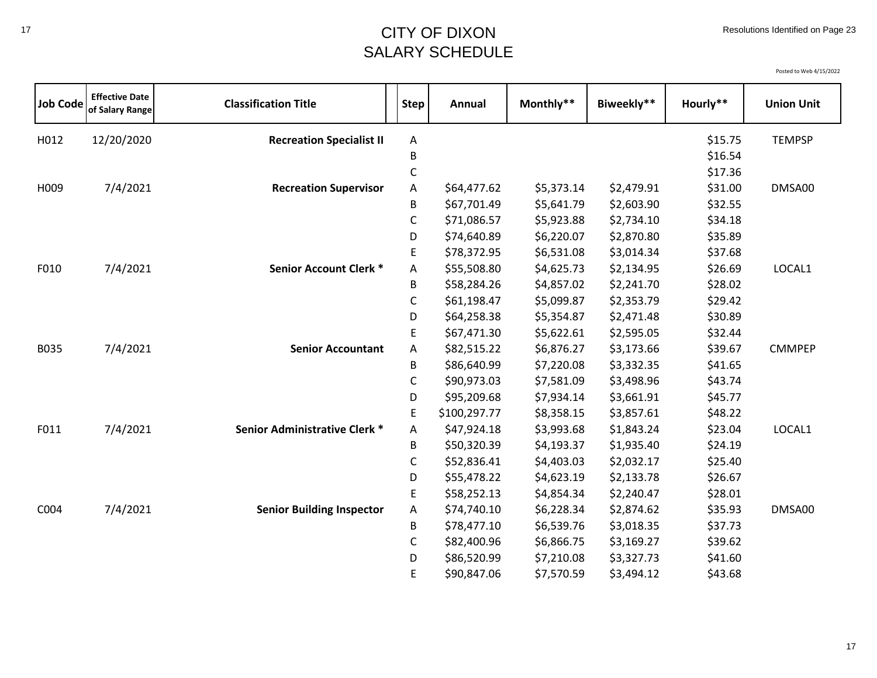# CITY OF DIXON
## SALARY SCHEDULE

Resolutions Identified on Page 23

Posted to Web 4/15/2022

| Job Code | Effective Date of Salary Range | Classification Title | Step | Annual | Monthly** | Biweekly** | Hourly** | Union Unit |
|---|---|---|---|---|---|---|---|---|
| H012 | 12/20/2020 | **Recreation Specialist II** | A | | | | $15.75 | TEMPSP |
| | | | B | | | | $16.54 | |
| | | | C | | | | $17.36 | |
| H009 | 7/4/2021 | **Recreation Supervisor** | A | $64,477.62 | $5,373.14 | $2,479.91 | $31.00 | DMSA00 |
| | | | B | $67,701.49 | $5,641.79 | $2,603.90 | $32.55 | |
| | | | C | $71,086.57 | $5,923.88 | $2,734.10 | $34.18 | |
| | | | D | $74,640.89 | $6,220.07 | $2,870.80 | $35.89 | |
| | | | E | $78,372.95 | $6,531.08 | $3,014.34 | $37.68 | |
| F010 | 7/4/2021 | **Senior Account Clerk *** | A | $55,508.80 | $4,625.73 | $2,134.95 | $26.69 | LOCAL1 |
| | | | B | $58,284.26 | $4,857.02 | $2,241.70 | $28.02 | |
| | | | C | $61,198.47 | $5,099.87 | $2,353.79 | $29.42 | |
| | | | D | $64,258.38 | $5,354.87 | $2,471.48 | $30.89 | |
| | | | E | $67,471.30 | $5,622.61 | $2,595.05 | $32.44 | |
| B035 | 7/4/2021 | **Senior Accountant** | A | $82,515.22 | $6,876.27 | $3,173.66 | $39.67 | CMMPEP |
| | | | B | $86,640.99 | $7,220.08 | $3,332.35 | $41.65 | |
| | | | C | $90,973.03 | $7,581.09 | $3,498.96 | $43.74 | |
| | | | D | $95,209.68 | $7,934.14 | $3,661.91 | $45.77 | |
| | | | E | $100,297.77 | $8,358.15 | $3,857.61 | $48.22 | |
| F011 | 7/4/2021 | **Senior Administrative Clerk *** | A | $47,924.18 | $3,993.68 | $1,843.24 | $23.04 | LOCAL1 |
| | | | B | $50,320.39 | $4,193.37 | $1,935.40 | $24.19 | |
| | | | C | $52,836.41 | $4,403.03 | $2,032.17 | $25.40 | |
| | | | D | $55,478.22 | $4,623.19 | $2,133.78 | $26.67 | |
| | | | E | $58,252.13 | $4,854.34 | $2,240.47 | $28.01 | |
| C004 | 7/4/2021 | **Senior Building Inspector** | A | $74,740.10 | $6,228.34 | $2,874.62 | $35.93 | DMSA00 |
| | | | B | $78,477.10 | $6,539.76 | $3,018.35 | $37.73 | |
| | | | C | $82,400.96 | $6,866.75 | $3,169.27 | $39.62 | |
| | | | D | $86,520.99 | $7,210.08 | $3,327.73 | $41.60 | |
| | | | E | $90,847.06 | $7,570.59 | $3,494.12 | $43.68 | |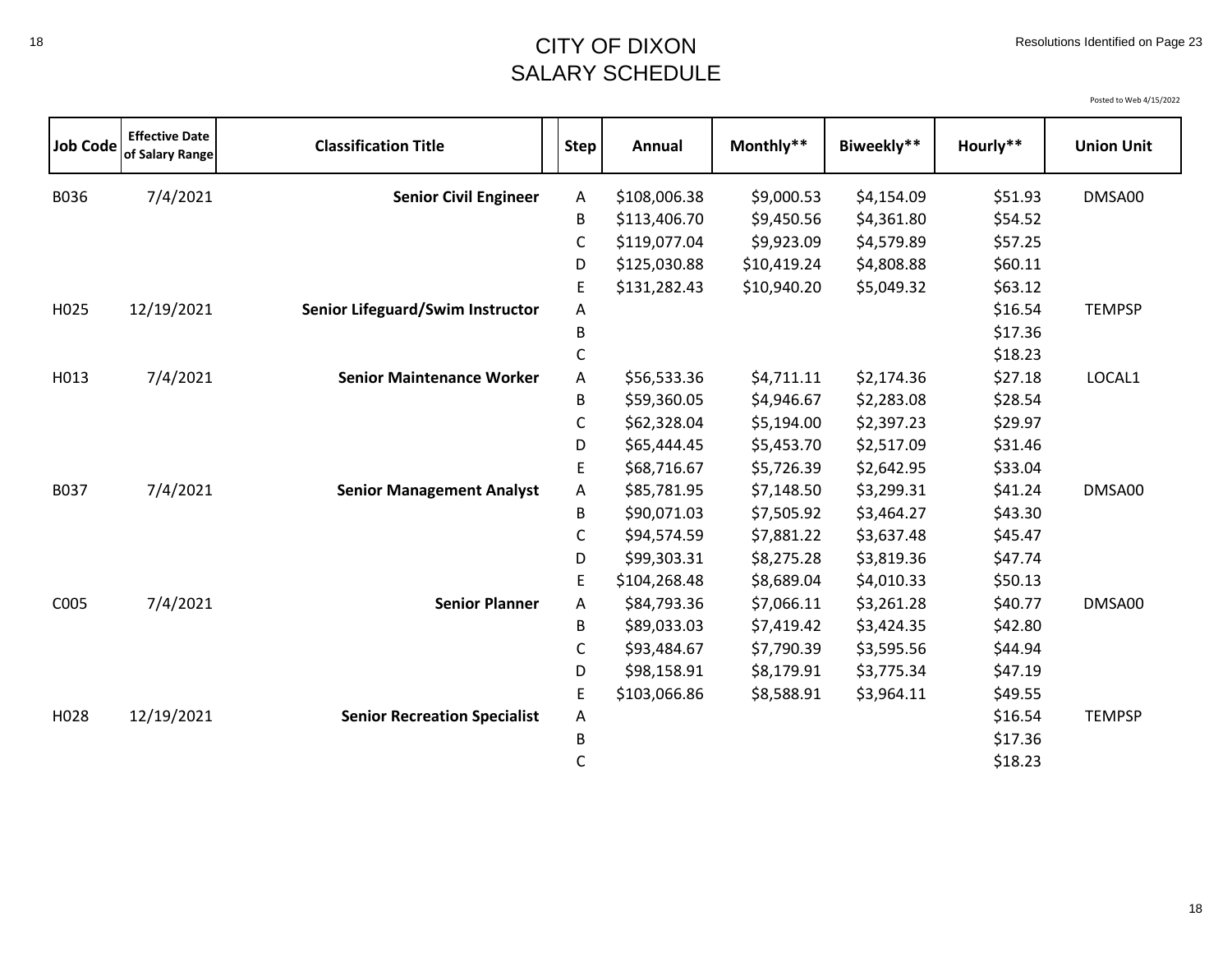# CITY OF DIXON
## SALARY SCHEDULE

Resolutions Identified on Page 23

Posted to Web 4/15/2022

| Job Code | Effective Date of Salary Range | Classification Title | Step | Annual | Monthly** | Biweekly** | Hourly** | Union Unit |
|---|---|---|---|---|---|---|---|---|
| B036 | 7/4/2021 | **Senior Civil Engineer** | A | $108,006.38 | $9,000.53 | $4,154.09 | $51.93 | DMSA00 |
| | | | B | $113,406.70 | $9,450.56 | $4,361.80 | $54.52 | |
| | | | C | $119,077.04 | $9,923.09 | $4,579.89 | $57.25 | |
| | | | D | $125,030.88 | $10,419.24 | $4,808.88 | $60.11 | |
| | | | E | $131,282.43 | $10,940.20 | $5,049.32 | $63.12 | |
| H025 | 12/19/2021 | **Senior Lifeguard/Swim Instructor** | A | | | | $16.54 | TEMPSP |
| | | | B | | | | $17.36 | |
| | | | C | | | | $18.23 | |
| H013 | 7/4/2021 | **Senior Maintenance Worker** | A | $56,533.36 | $4,711.11 | $2,174.36 | $27.18 | LOCAL1 |
| | | | B | $59,360.05 | $4,946.67 | $2,283.08 | $28.54 | |
| | | | C | $62,328.04 | $5,194.00 | $2,397.23 | $29.97 | |
| | | | D | $65,444.45 | $5,453.70 | $2,517.09 | $31.46 | |
| | | | E | $68,716.67 | $5,726.39 | $2,642.95 | $33.04 | |
| B037 | 7/4/2021 | **Senior Management Analyst** | A | $85,781.95 | $7,148.50 | $3,299.31 | $41.24 | DMSA00 |
| | | | B | $90,071.03 | $7,505.92 | $3,464.27 | $43.30 | |
| | | | C | $94,574.59 | $7,881.22 | $3,637.48 | $45.47 | |
| | | | D | $99,303.31 | $8,275.28 | $3,819.36 | $47.74 | |
| | | | E | $104,268.48 | $8,689.04 | $4,010.33 | $50.13 | |
| C005 | 7/4/2021 | **Senior Planner** | A | $84,793.36 | $7,066.11 | $3,261.28 | $40.77 | DMSA00 |
| | | | B | $89,033.03 | $7,419.42 | $3,424.35 | $42.80 | |
| | | | C | $93,484.67 | $7,790.39 | $3,595.56 | $44.94 | |
| | | | D | $98,158.91 | $8,179.91 | $3,775.34 | $47.19 | |
| | | | E | $103,066.86 | $8,588.91 | $3,964.11 | $49.55 | |
| H028 | 12/19/2021 | **Senior Recreation Specialist** | A | | | | $16.54 | TEMPSP |
| | | | B | | | | $17.36 | |
| | | | C | | | | $18.23 | |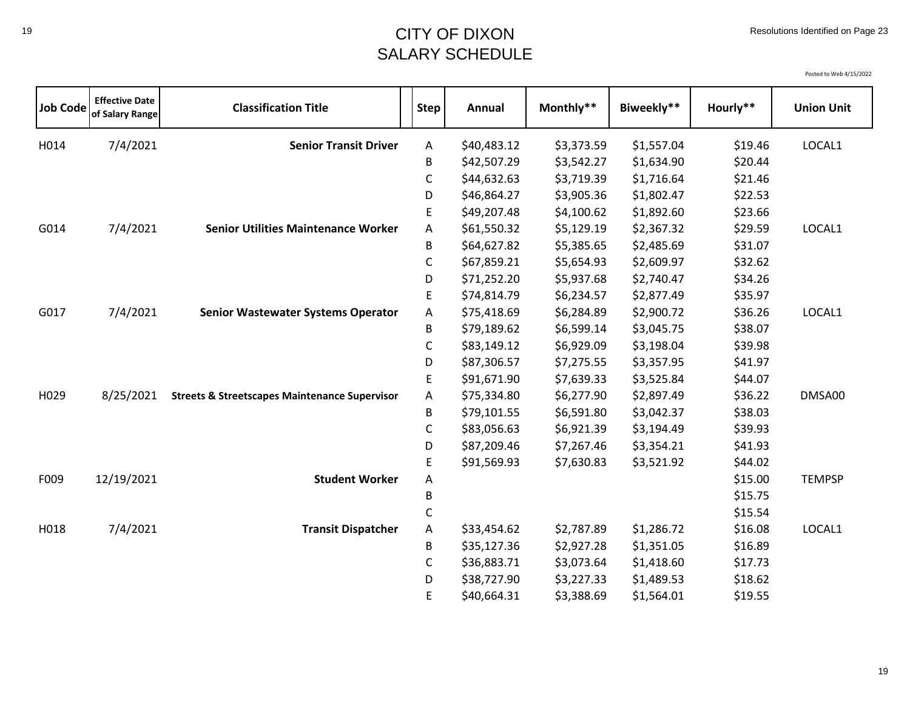# CITY OF DIXON
# SALARY SCHEDULE

Resolutions Identified on Page 23

Posted to Web 4/15/2022

| Job Code | Effective Date of Salary Range | Classification Title | Step | Annual | Monthly** | Biweekly** | Hourly** | Union Unit |
|---|---|---|---|---|---|---|---|---|
| H014 | 7/4/2021 | **Senior Transit Driver** | A | $40,483.12 | $3,373.59 | $1,557.04 | $19.46 | LOCAL1 |
| | | | B | $42,507.29 | $3,542.27 | $1,634.90 | $20.44 | |
| | | | C | $44,632.63 | $3,719.39 | $1,716.64 | $21.46 | |
| | | | D | $46,864.27 | $3,905.36 | $1,802.47 | $22.53 | |
| | | | E | $49,207.48 | $4,100.62 | $1,892.60 | $23.66 | |
| G014 | 7/4/2021 | **Senior Utilities Maintenance Worker** | A | $61,550.32 | $5,129.19 | $2,367.32 | $29.59 | LOCAL1 |
| | | | B | $64,627.82 | $5,385.65 | $2,485.69 | $31.07 | |
| | | | C | $67,859.21 | $5,654.93 | $2,609.97 | $32.62 | |
| | | | D | $71,252.20 | $5,937.68 | $2,740.47 | $34.26 | |
| | | | E | $74,814.79 | $6,234.57 | $2,877.49 | $35.97 | |
| G017 | 7/4/2021 | **Senior Wastewater Systems Operator** | A | $75,418.69 | $6,284.89 | $2,900.72 | $36.26 | LOCAL1 |
| | | | B | $79,189.62 | $6,599.14 | $3,045.75 | $38.07 | |
| | | | C | $83,149.12 | $6,929.09 | $3,198.04 | $39.98 | |
| | | | D | $87,306.57 | $7,275.55 | $3,357.95 | $41.97 | |
| | | | E | $91,671.90 | $7,639.33 | $3,525.84 | $44.07 | |
| H029 | 8/25/2021 | **Streets & Streetscapes Maintenance Supervisor** | A | $75,334.80 | $6,277.90 | $2,897.49 | $36.22 | DMSA00 |
| | | | B | $79,101.55 | $6,591.80 | $3,042.37 | $38.03 | |
| | | | C | $83,056.63 | $6,921.39 | $3,194.49 | $39.93 | |
| | | | D | $87,209.46 | $7,267.46 | $3,354.21 | $41.93 | |
| | | | E | $91,569.93 | $7,630.83 | $3,521.92 | $44.02 | |
| F009 | 12/19/2021 | **Student Worker** | A | | | | $15.00 | TEMPSP |
| | | | B | | | | $15.75 | |
| | | | C | | | | $15.54 | |
| H018 | 7/4/2021 | **Transit Dispatcher** | A | $33,454.62 | $2,787.89 | $1,286.72 | $16.08 | LOCAL1 |
| | | | B | $35,127.36 | $2,927.28 | $1,351.05 | $16.89 | |
| | | | C | $36,883.71 | $3,073.64 | $1,418.60 | $17.73 | |
| | | | D | $38,727.90 | $3,227.33 | $1,489.53 | $18.62 | |
| | | | E | $40,664.31 | $3,388.69 | $1,564.01 | $19.55 | |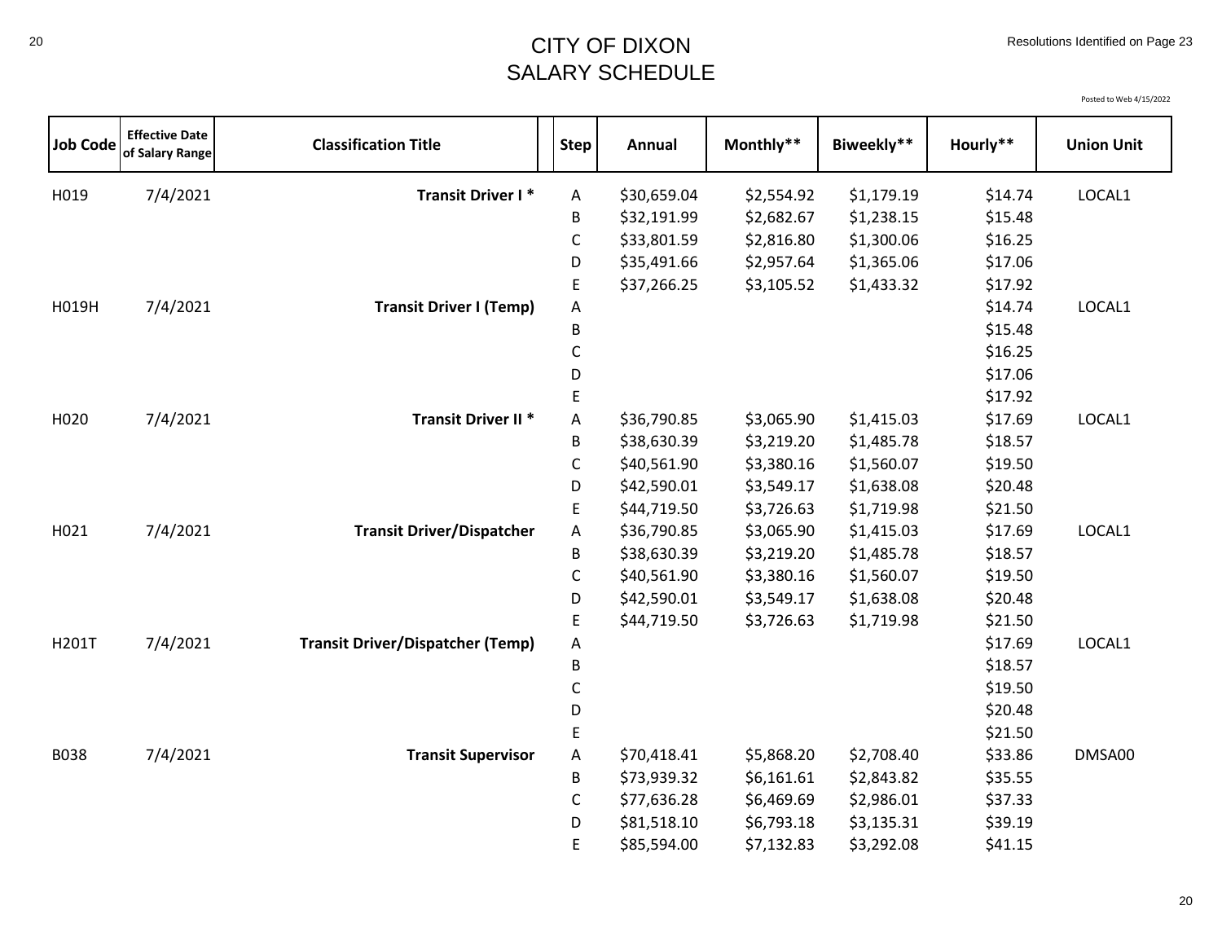# CITY OF DIXON
## SALARY SCHEDULE

Resolutions Identified on Page 23

Posted to Web 4/15/2022

| Job Code | Effective Date of Salary Range | Classification Title | Step | Annual | Monthly** | Biweekly** | Hourly** | Union Unit |
|---|---|---|---|---|---|---|---|---|
| H019 | 7/4/2021 | **Transit Driver I *** | A | $30,659.04 | $2,554.92 | $1,179.19 | $14.74 | LOCAL1 |
| | | | B | $32,191.99 | $2,682.67 | $1,238.15 | $15.48 | |
| | | | C | $33,801.59 | $2,816.80 | $1,300.06 | $16.25 | |
| | | | D | $35,491.66 | $2,957.64 | $1,365.06 | $17.06 | |
| | | | E | $37,266.25 | $3,105.52 | $1,433.32 | $17.92 | |
| H019H | 7/4/2021 | **Transit Driver I (Temp)** | A | | | | $14.74 | LOCAL1 |
| | | | B | | | | $15.48 | |
| | | | C | | | | $16.25 | |
| | | | D | | | | $17.06 | |
| | | | E | | | | $17.92 | |
| H020 | 7/4/2021 | **Transit Driver II *** | A | $36,790.85 | $3,065.90 | $1,415.03 | $17.69 | LOCAL1 |
| | | | B | $38,630.39 | $3,219.20 | $1,485.78 | $18.57 | |
| | | | C | $40,561.90 | $3,380.16 | $1,560.07 | $19.50 | |
| | | | D | $42,590.01 | $3,549.17 | $1,638.08 | $20.48 | |
| | | | E | $44,719.50 | $3,726.63 | $1,719.98 | $21.50 | |
| H021 | 7/4/2021 | **Transit Driver/Dispatcher** | A | $36,790.85 | $3,065.90 | $1,415.03 | $17.69 | LOCAL1 |
| | | | B | $38,630.39 | $3,219.20 | $1,485.78 | $18.57 | |
| | | | C | $40,561.90 | $3,380.16 | $1,560.07 | $19.50 | |
| | | | D | $42,590.01 | $3,549.17 | $1,638.08 | $20.48 | |
| | | | E | $44,719.50 | $3,726.63 | $1,719.98 | $21.50 | |
| H201T | 7/4/2021 | **Transit Driver/Dispatcher (Temp)** | A | | | | $17.69 | LOCAL1 |
| | | | B | | | | $18.57 | |
| | | | C | | | | $19.50 | |
| | | | D | | | | $20.48 | |
| | | | E | | | | $21.50 | |
| B038 | 7/4/2021 | **Transit Supervisor** | A | $70,418.41 | $5,868.20 | $2,708.40 | $33.86 | DMSA00 |
| | | | B | $73,939.32 | $6,161.61 | $2,843.82 | $35.55 | |
| | | | C | $77,636.28 | $6,469.69 | $2,986.01 | $37.33 | |
| | | | D | $81,518.10 | $6,793.18 | $3,135.31 | $39.19 | |
| | | | E | $85,594.00 | $7,132.83 | $3,292.08 | $41.15 | |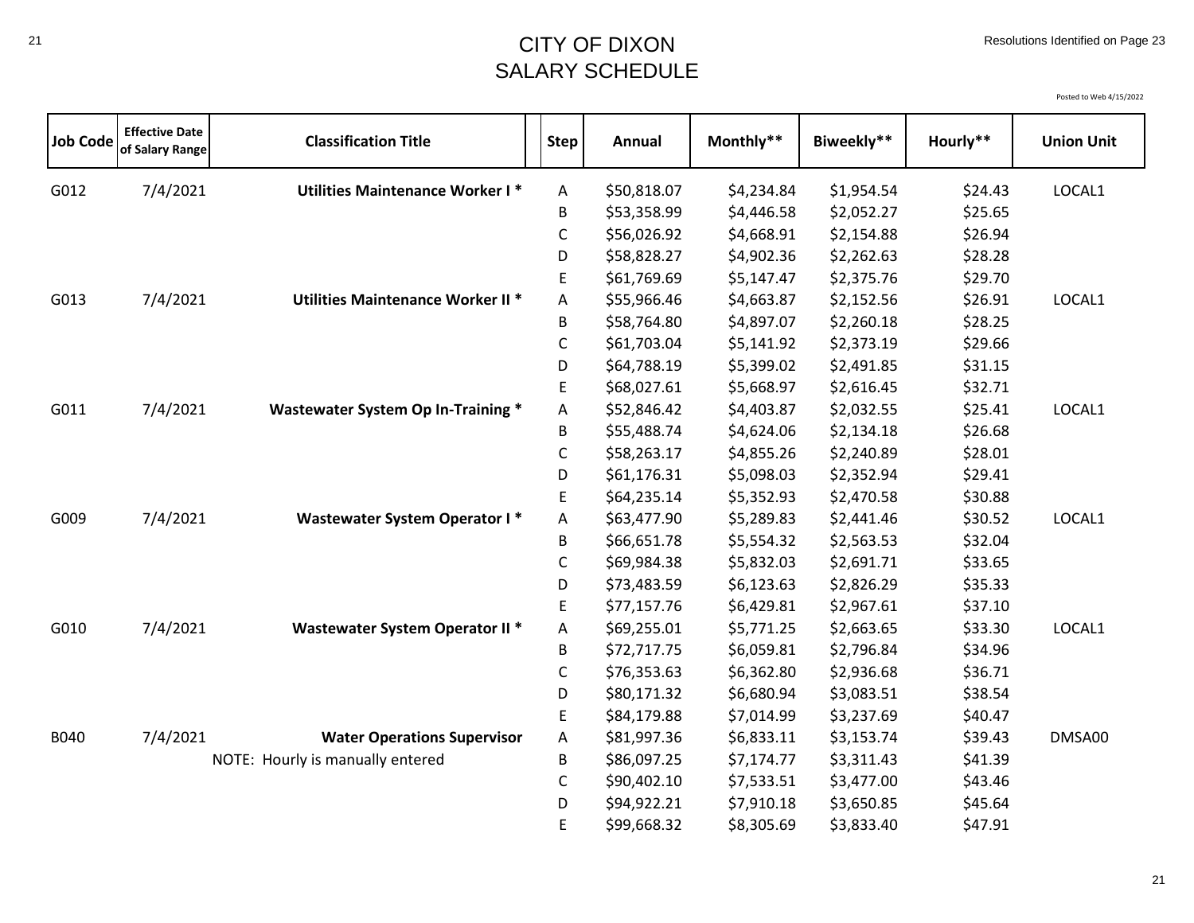# CITY OF DIXON
# SALARY SCHEDULE

Resolutions Identified on Page 23

Posted to Web 4/15/2022

| Job Code | Effective Date of Salary Range | Classification Title | Step | Annual | Monthly** | Biweekly** | Hourly** | Union Unit |
|---|---|---|---|---|---|---|---|---|
| G012 | 7/4/2021 | **Utilities Maintenance Worker I *** | A | $50,818.07 | $4,234.84 | $1,954.54 | $24.43 | LOCAL1 |
| | | | B | $53,358.99 | $4,446.58 | $2,052.27 | $25.65 | |
| | | | C | $56,026.92 | $4,668.91 | $2,154.88 | $26.94 | |
| | | | D | $58,828.27 | $4,902.36 | $2,262.63 | $28.28 | |
| | | | E | $61,769.69 | $5,147.47 | $2,375.76 | $29.70 | |
| G013 | 7/4/2021 | **Utilities Maintenance Worker II *** | A | $55,966.46 | $4,663.87 | $2,152.56 | $26.91 | LOCAL1 |
| | | | B | $58,764.80 | $4,897.07 | $2,260.18 | $28.25 | |
| | | | C | $61,703.04 | $5,141.92 | $2,373.19 | $29.66 | |
| | | | D | $64,788.19 | $5,399.02 | $2,491.85 | $31.15 | |
| | | | E | $68,027.61 | $5,668.97 | $2,616.45 | $32.71 | |
| G011 | 7/4/2021 | **Wastewater System Op In-Training *** | A | $52,846.42 | $4,403.87 | $2,032.55 | $25.41 | LOCAL1 |
| | | | B | $55,488.74 | $4,624.06 | $2,134.18 | $26.68 | |
| | | | C | $58,263.17 | $4,855.26 | $2,240.89 | $28.01 | |
| | | | D | $61,176.31 | $5,098.03 | $2,352.94 | $29.41 | |
| | | | E | $64,235.14 | $5,352.93 | $2,470.58 | $30.88 | |
| G009 | 7/4/2021 | **Wastewater System Operator I *** | A | $63,477.90 | $5,289.83 | $2,441.46 | $30.52 | LOCAL1 |
| | | | B | $66,651.78 | $5,554.32 | $2,563.53 | $32.04 | |
| | | | C | $69,984.38 | $5,832.03 | $2,691.71 | $33.65 | |
| | | | D | $73,483.59 | $6,123.63 | $2,826.29 | $35.33 | |
| | | | E | $77,157.76 | $6,429.81 | $2,967.61 | $37.10 | |
| G010 | 7/4/2021 | **Wastewater System Operator II *** | A | $69,255.01 | $5,771.25 | $2,663.65 | $33.30 | LOCAL1 |
| | | | B | $72,717.75 | $6,059.81 | $2,796.84 | $34.96 | |
| | | | C | $76,353.63 | $6,362.80 | $2,936.68 | $36.71 | |
| | | | D | $80,171.32 | $6,680.94 | $3,083.51 | $38.54 | |
| | | | E | $84,179.88 | $7,014.99 | $3,237.69 | $40.47 | |
| B040 | 7/4/2021 | **Water Operations Supervisor** | A | $81,997.36 | $6,833.11 | $3,153.74 | $39.43 | DMSA00 |
| | | NOTE: Hourly is manually entered | B | $86,097.25 | $7,174.77 | $3,311.43 | $41.39 | |
| | | | C | $90,402.10 | $7,533.51 | $3,477.00 | $43.46 | |
| | | | D | $94,922.21 | $7,910.18 | $3,650.85 | $45.64 | |
| | | | E | $99,668.32 | $8,305.69 | $3,833.40 | $47.91 | |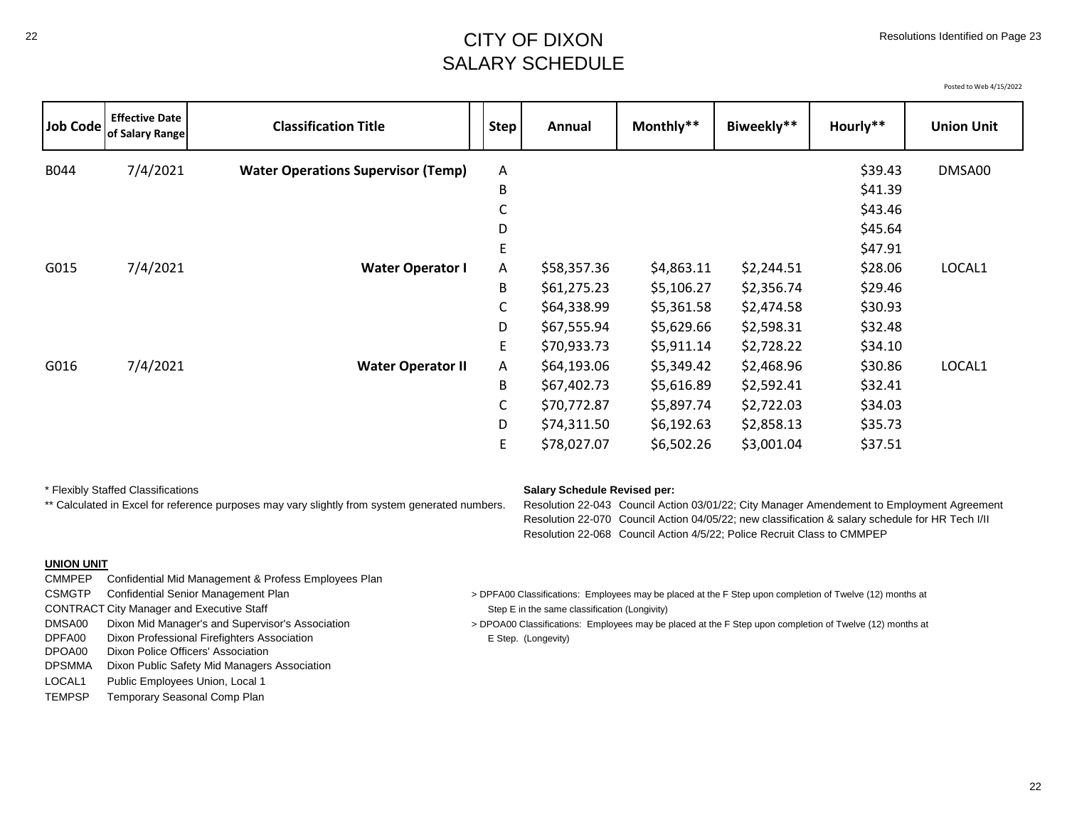# CITY OF DIXON
## SALARY SCHEDULE

Resolutions Identified on Page 23

Posted to Web 4/15/2022

| Job Code | Effective Date of Salary Range | Classification Title | Step | Annual | Monthly** | Biweekly** | Hourly** | Union Unit |
|---|---|---|---|---|---|---|---|---|
| B044 | 7/4/2021 | **Water Operations Supervisor (Temp)** | A | | | | $39.43 | DMSA00 |
| | | | B | | | | $41.39 | |
| | | | C | | | | $43.46 | |
| | | | D | | | | $45.64 | |
| | | | E | | | | $47.91 | |
| G015 | 7/4/2021 | **Water Operator I** | A | $58,357.36 | $4,863.11 | $2,244.51 | $28.06 | LOCAL1 |
| | | | B | $61,275.23 | $5,106.27 | $2,356.74 | $29.46 | |
| | | | C | $64,338.99 | $5,361.58 | $2,474.58 | $30.93 | |
| | | | D | $67,555.94 | $5,629.66 | $2,598.31 | $32.48 | |
| | | | E | $70,933.73 | $5,911.14 | $2,728.22 | $34.10 | |
| G016 | 7/4/2021 | **Water Operator II** | A | $64,193.06 | $5,349.42 | $2,468.96 | $30.86 | LOCAL1 |
| | | | B | $67,402.73 | $5,616.89 | $2,592.41 | $32.41 | |
| | | | C | $70,772.87 | $5,897.74 | $2,722.03 | $34.03 | |
| | | | D | $74,311.50 | $6,192.63 | $2,858.13 | $35.73 | |
| | | | E | $78,027.07 | $6,502.26 | $3,001.04 | $37.51 | |

\* Flexibly Staffed Classifications

** Calculated in Excel for reference purposes may vary slightly from system generated numbers.

**Salary Schedule Revised per:**

Resolution 22-043 Council Action 03/01/22; City Manager Amendement to Employment Agreement
Resolution 22-070 Council Action 04/05/22; new classification & salary schedule for HR Tech I/II
Resolution 22-068 Council Action 4/5/22; Police Recruit Class to CMMPEP

**UNION UNIT**

| | |
|---|---|
| CMMPEP | Confidential Mid Management & Profess Employees Plan |
| CSMGTP | Confidential Senior Management Plan |
| CONTRACT | City Manager and Executive Staff |
| DMSA00 | Dixon Mid Manager's and Supervisor's Association |
| DPFA00 | Dixon Professional Firefighters Association |
| DPOA00 | Dixon Police Officers' Association |
| DPSMMA | Dixon Public Safety Mid Managers Association |
| LOCAL1 | Public Employees Union, Local 1 |
| TEMPSP | Temporary Seasonal Comp Plan |

> DPFA00 Classifications: Employees may be placed at the F Step upon completion of Twelve (12) months at Step E in the same classification (Longivity)

> DPOA00 Classifications: Employees may be placed at the F Step upon completion of Twelve (12) months at E Step. (Longevity)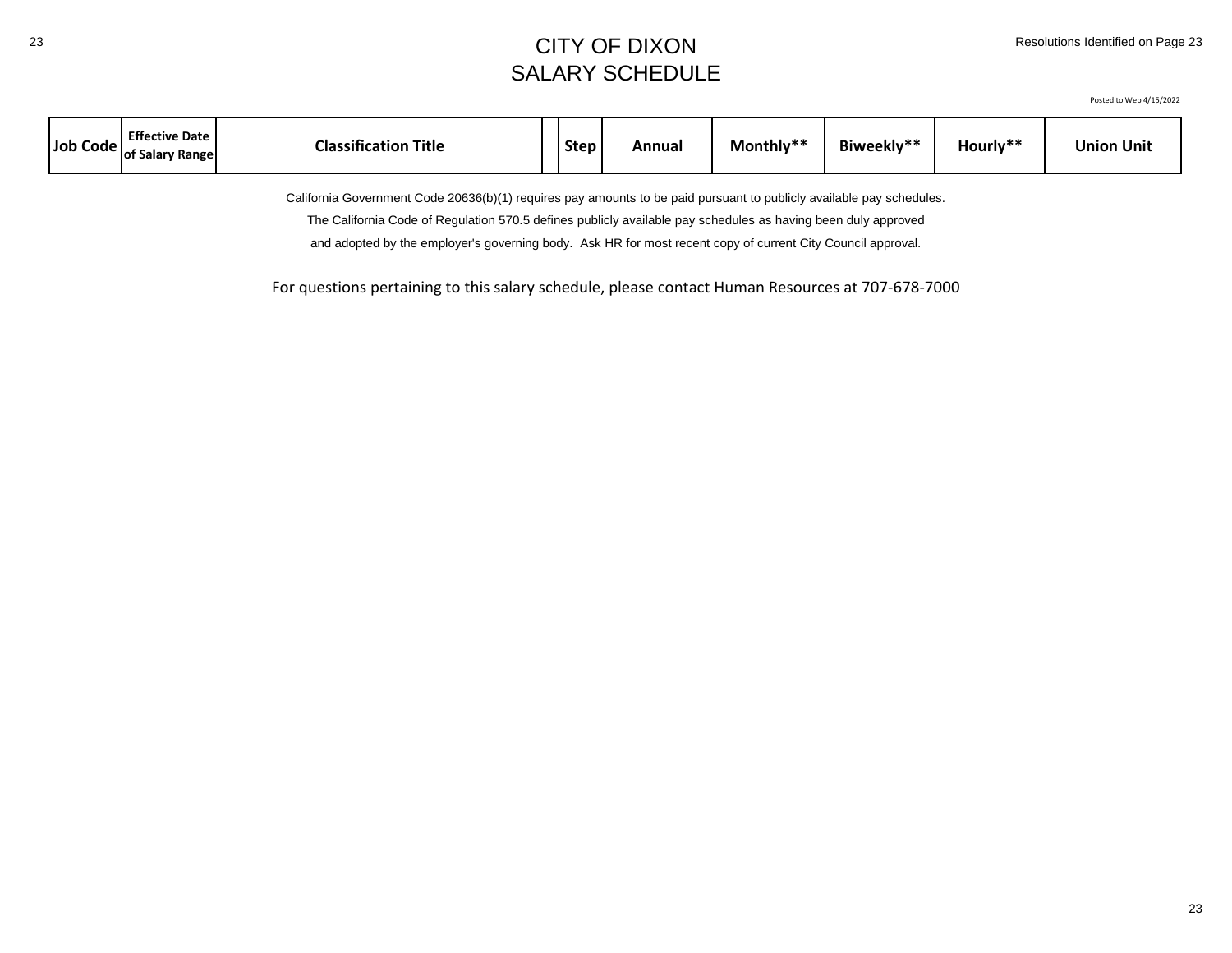# CITY OF DIXON
## SALARY SCHEDULE

Resolutions Identified on Page 23

Posted to Web 4/15/2022

| Job Code | Effective Date of Salary Range | Classification Title | | Step | Annual | Monthly** | Biweekly** | Hourly** | Union Unit |
|---|---|---|---|---|---|---|---|---|---|

California Government Code 20636(b)(1) requires pay amounts to be paid pursuant to publicly available pay schedules.

The California Code of Regulation 570.5 defines publicly available pay schedules as having been duly approved

and adopted by the employer's governing body. Ask HR for most recent copy of current City Council approval.

For questions pertaining to this salary schedule, please contact Human Resources at 707-678-7000